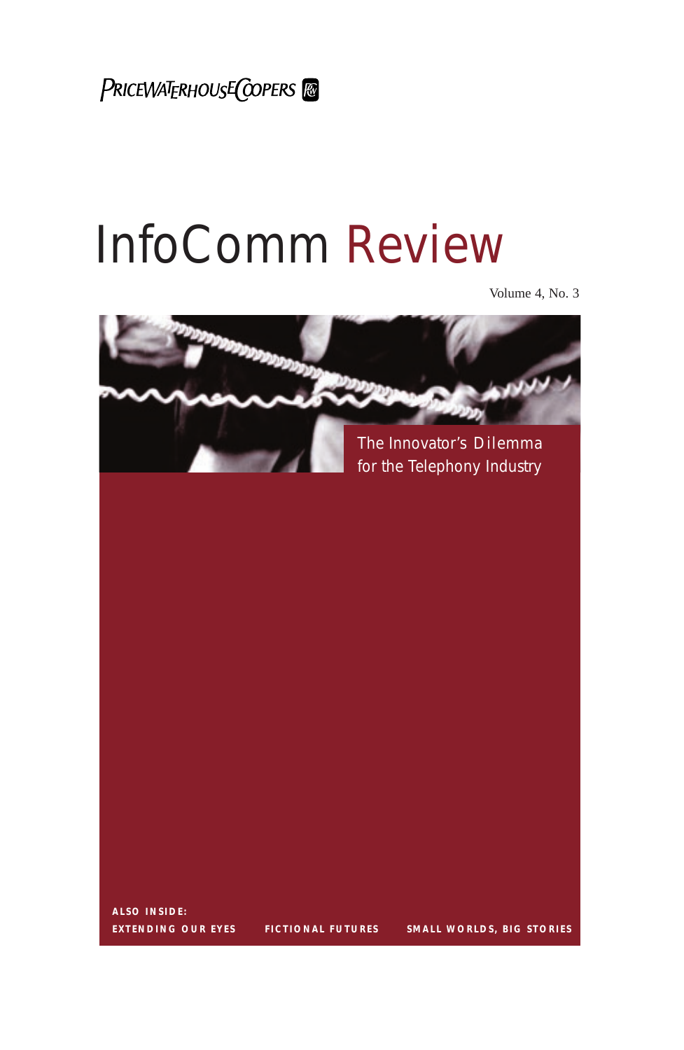PRICEWATERHOUSECOOPERS

# InfoComm Review

Volume 4, No. 3

## The Innovator's Dilemma for the Telephony Industry

**ALSO INSIDE:**

**EXTENDING OUR EYES**

**FICTIONAL FUTURES**

**SMALL WORLDS, BIG STORIES**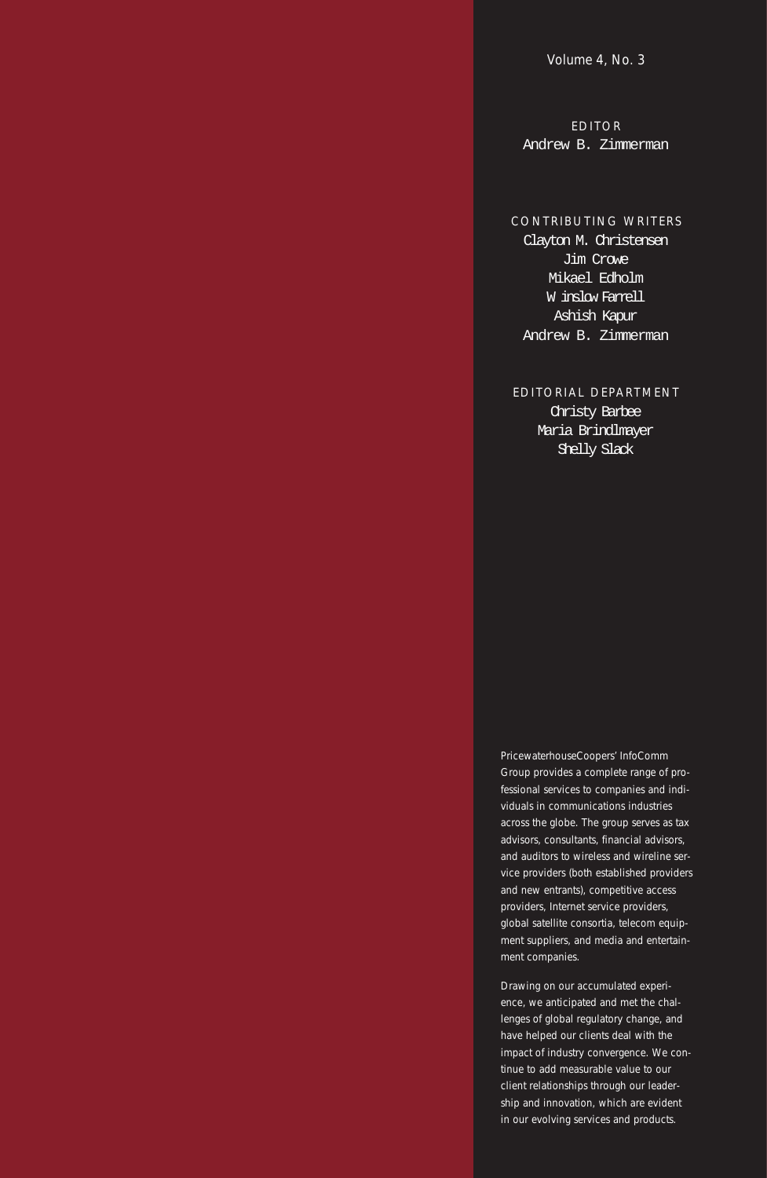Volume 4, No. 3

EDITOR
Andrew B. Zimmerman

CONTRIBUTING WRITERS
Clayton M. Christensen
Jim Crowe
Mikael Edholm
Winslow Farrell
Ashish Kapur
Andrew B. Zimmerman

EDITORIAL DEPARTMENT
Christy Barbee
Maria Brindlmayer
Shelly Slack

PricewaterhouseCoopers' InfoComm Group provides a complete range of professional services to companies and individuals in communications industries across the globe. The group serves as tax advisors, consultants, financial advisors, and auditors to wireless and wireline service providers (both established providers and new entrants), competitive access providers, Internet service providers, global satellite consortia, telecom equipment suppliers, and media and entertainment companies.

Drawing on our accumulated experience, we anticipated and met the challenges of global regulatory change, and have helped our clients deal with the impact of industry convergence. We continue to add measurable value to our client relationships through our leadership and innovation, which are evident in our evolving services and products.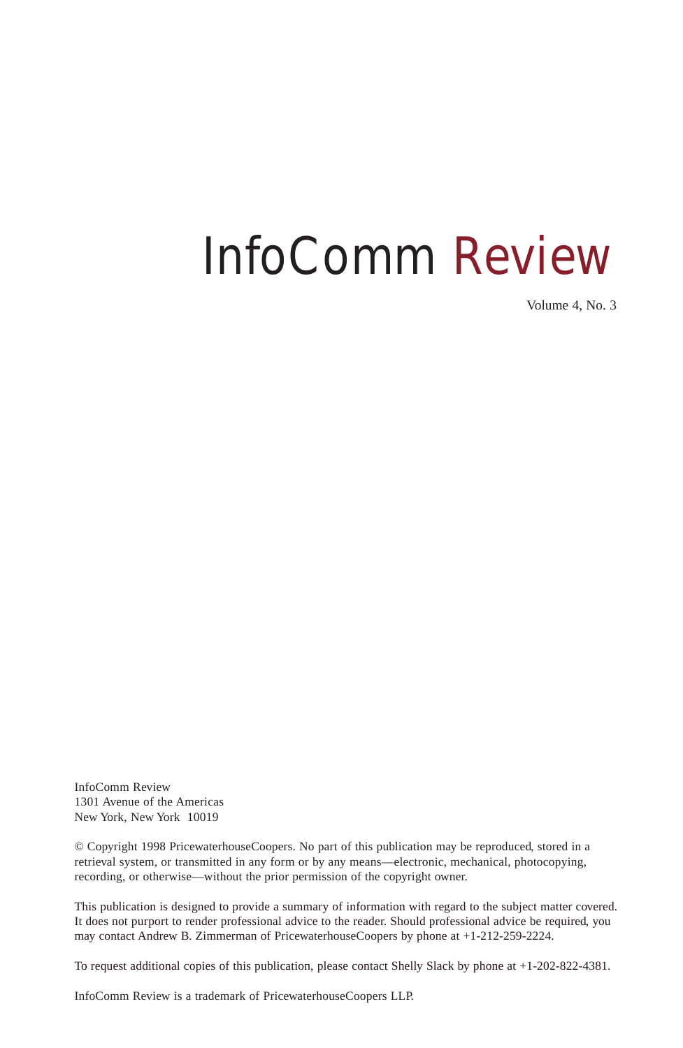# InfoComm Review

Volume 4, No. 3

InfoComm Review
1301 Avenue of the Americas
New York, New York  10019

© Copyright 1998 PricewaterhouseCoopers. No part of this publication may be reproduced, stored in a retrieval system, or transmitted in any form or by any means—electronic, mechanical, photocopying, recording, or otherwise—without the prior permission of the copyright owner.

This publication is designed to provide a summary of information with regard to the subject matter covered. It does not purport to render professional advice to the reader. Should professional advice be required, you may contact Andrew B. Zimmerman of PricewaterhouseCoopers by phone at +1-212-259-2224.

To request additional copies of this publication, please contact Shelly Slack by phone at +1-202-822-4381.

InfoComm Review is a trademark of PricewaterhouseCoopers LLP.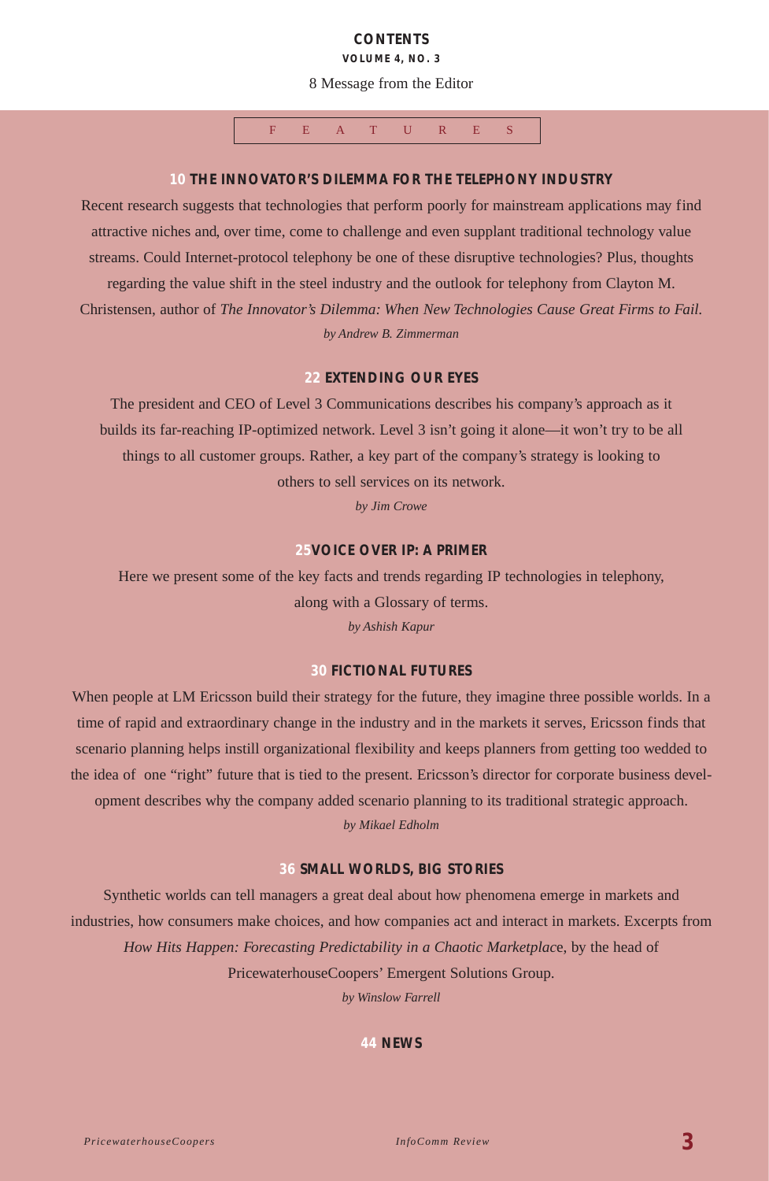# CONTENTS

**VOLUME 4, NO. 3**

8 Message from the Editor

## FEATURES

### 10 THE INNOVATOR'S DILEMMA FOR THE TELEPHONY INDUSTRY

Recent research suggests that technologies that perform poorly for mainstream applications may find attractive niches and, over time, come to challenge and even supplant traditional technology value streams. Could Internet-protocol telephony be one of these disruptive technologies? Plus, thoughts regarding the value shift in the steel industry and the outlook for telephony from Clayton M. Christensen, author of *The Innovator's Dilemma: When New Technologies Cause Great Firms to Fail.*

*by Andrew B. Zimmerman*

### 22 EXTENDING OUR EYES

The president and CEO of Level 3 Communications describes his company's approach as it builds its far-reaching IP-optimized network. Level 3 isn't going it alone—it won't try to be all things to all customer groups. Rather, a key part of the company's strategy is looking to others to sell services on its network.

*by Jim Crowe*

### 25 VOICE OVER IP: A PRIMER

Here we present some of the key facts and trends regarding IP technologies in telephony, along with a Glossary of terms.

*by Ashish Kapur*

### 30 FICTIONAL FUTURES

When people at LM Ericsson build their strategy for the future, they imagine three possible worlds. In a time of rapid and extraordinary change in the industry and in the markets it serves, Ericsson finds that scenario planning helps instill organizational flexibility and keeps planners from getting too wedded to the idea of one "right" future that is tied to the present. Ericsson's director for corporate business development describes why the company added scenario planning to its traditional strategic approach.

*by Mikael Edholm*

### 36 SMALL WORLDS, BIG STORIES

Synthetic worlds can tell managers a great deal about how phenomena emerge in markets and industries, how consumers make choices, and how companies act and interact in markets. Excerpts from *How Hits Happen: Forecasting Predictability in a Chaotic Marketplace*, by the head of PricewaterhouseCoopers' Emergent Solutions Group.

*by Winslow Farrell*

### 44 NEWS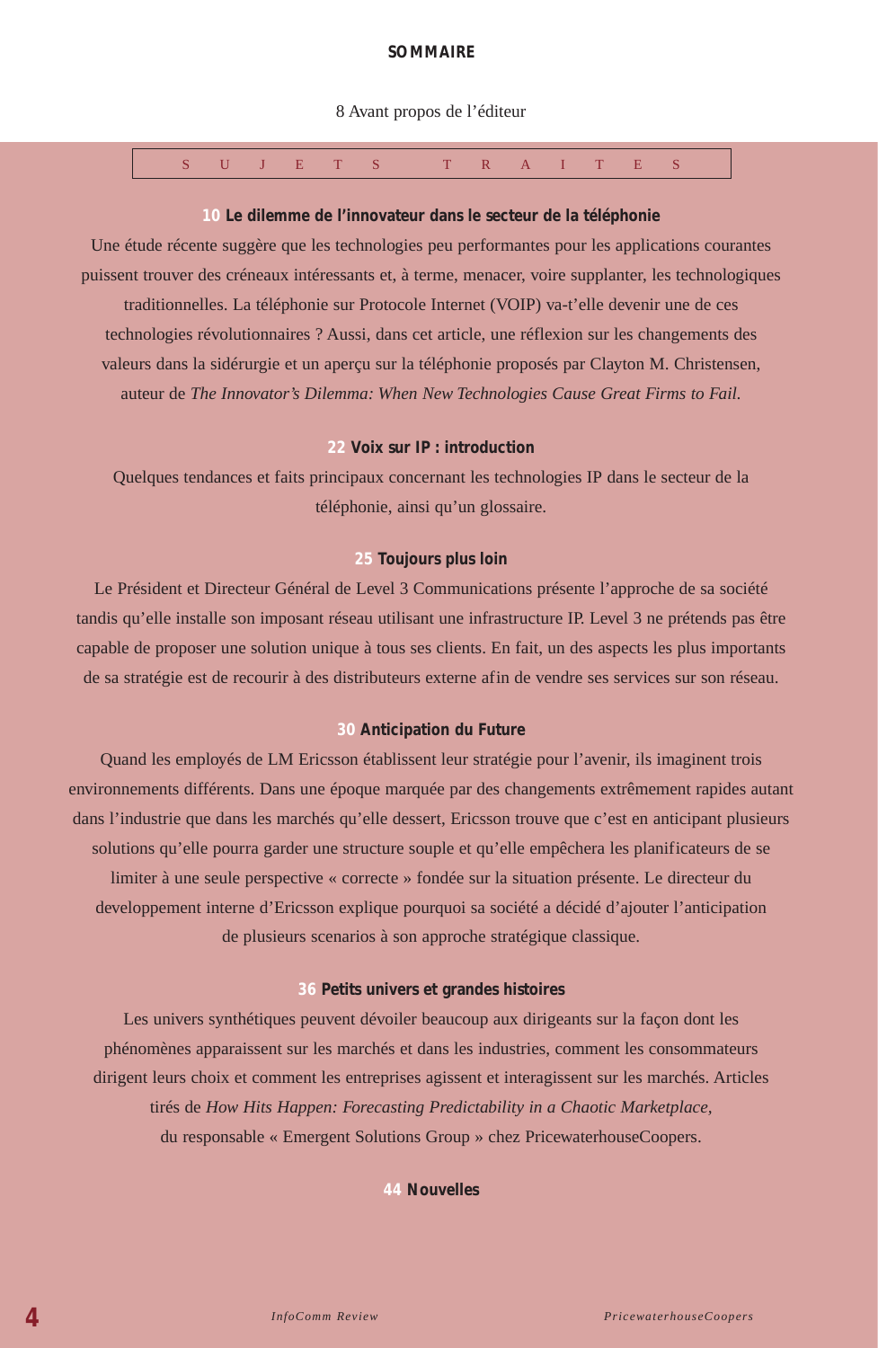# SOMMAIRE

8 Avant propos de l'éditeur

## SUJETS TRAITES

### 10 Le dilemme de l'innovateur dans le secteur de la téléphonie

Une étude récente suggère que les technologies peu performantes pour les applications courantes puissent trouver des créneaux intéressants et, à terme, menacer, voire supplanter, les technologiques traditionnelles. La téléphonie sur Protocole Internet (VOIP) va-t'elle devenir une de ces technologies révolutionnaires ? Aussi, dans cet article, une réflexion sur les changements des valeurs dans la sidérurgie et un aperçu sur la téléphonie proposés par Clayton M. Christensen, auteur de *The Innovator's Dilemma: When New Technologies Cause Great Firms to Fail.*

### 22 Voix sur IP : introduction

Quelques tendances et faits principaux concernant les technologies IP dans le secteur de la téléphonie, ainsi qu'un glossaire.

### 25 Toujours plus loin

Le Président et Directeur Général de Level 3 Communications présente l'approche de sa société tandis qu'elle installe son imposant réseau utilisant une infrastructure IP. Level 3 ne prétends pas être capable de proposer une solution unique à tous ses clients. En fait, un des aspects les plus importants de sa stratégie est de recourir à des distributeurs externe afin de vendre ses services sur son réseau.

### 30 Anticipation du Future

Quand les employés de LM Ericsson établissent leur stratégie pour l'avenir, ils imaginent trois environnements différents. Dans une époque marquée par des changements extrêmement rapides autant dans l'industrie que dans les marchés qu'elle dessert, Ericsson trouve que c'est en anticipant plusieurs solutions qu'elle pourra garder une structure souple et qu'elle empêchera les planificateurs de se limiter à une seule perspective « correcte » fondée sur la situation présente. Le directeur du developpement interne d'Ericsson explique pourquoi sa société a décidé d'ajouter l'anticipation de plusieurs scenarios à son approche stratégique classique.

### 36 Petits univers et grandes histoires

Les univers synthétiques peuvent dévoiler beaucoup aux dirigeants sur la façon dont les phénomènes apparaissent sur les marchés et dans les industries, comment les consommateurs dirigent leurs choix et comment les entreprises agissent et interagissent sur les marchés. Articles tirés de *How Hits Happen: Forecasting Predictability in a Chaotic Marketplace,* du responsable « Emergent Solutions Group » chez PricewaterhouseCoopers.

### 44 Nouvelles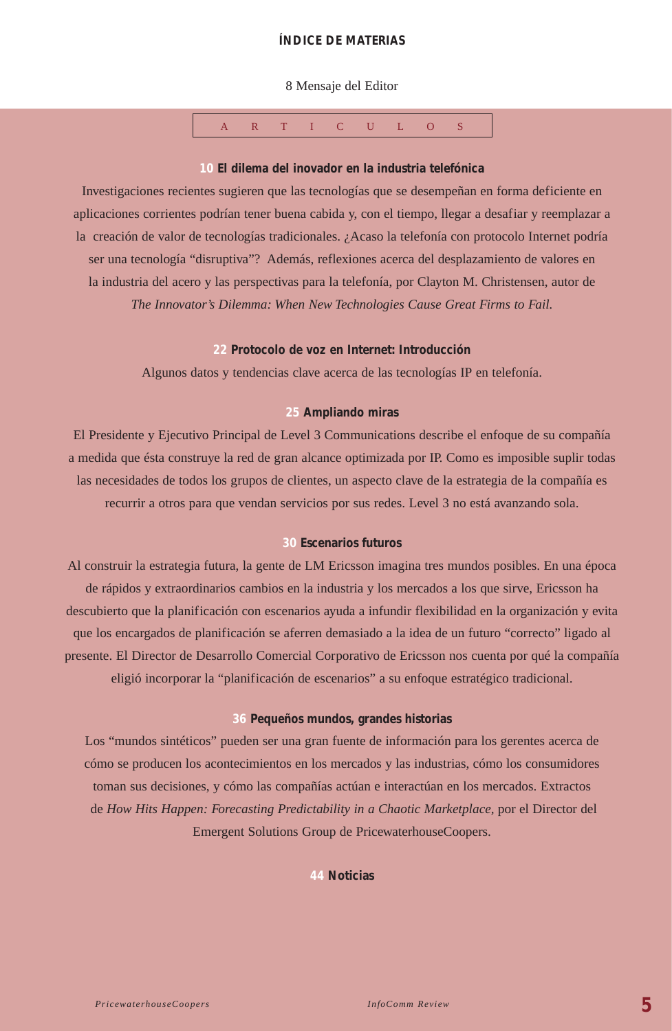# ÍNDICE DE MATERIAS

8 Mensaje del Editor

## A R T I C U L O S

**10 El dilema del inovador en la industria telefónica**

Investigaciones recientes sugieren que las tecnologías que se desempeñan en forma deficiente en aplicaciones corrientes podrían tener buena cabida y, con el tiempo, llegar a desafiar y reemplazar a la creación de valor de tecnologías tradicionales. ¿Acaso la telefonía con protocolo Internet podría ser una tecnología "disruptiva"? Además, reflexiones acerca del desplazamiento de valores en la industria del acero y las perspectivas para la telefonía, por Clayton M. Christensen, autor de *The Innovator's Dilemma: When New Technologies Cause Great Firms to Fail.*

**22 Protocolo de voz en Internet: Introducción**

Algunos datos y tendencias clave acerca de las tecnologías IP en telefonía.

**25 Ampliando miras**

El Presidente y Ejecutivo Principal de Level 3 Communications describe el enfoque de su compañía a medida que ésta construye la red de gran alcance optimizada por IP. Como es imposible suplir todas las necesidades de todos los grupos de clientes, un aspecto clave de la estrategia de la compañía es recurrir a otros para que vendan servicios por sus redes. Level 3 no está avanzando sola.

**30 Escenarios futuros**

Al construir la estrategia futura, la gente de LM Ericsson imagina tres mundos posibles. En una época de rápidos y extraordinarios cambios en la industria y los mercados a los que sirve, Ericsson ha descubierto que la planificación con escenarios ayuda a infundir flexibilidad en la organización y evita que los encargados de planificación se aferren demasiado a la idea de un futuro "correcto" ligado al presente. El Director de Desarrollo Comercial Corporativo de Ericsson nos cuenta por qué la compañía eligió incorporar la "planificación de escenarios" a su enfoque estratégico tradicional.

**36 Pequeños mundos, grandes historias**

Los "mundos sintéticos" pueden ser una gran fuente de información para los gerentes acerca de cómo se producen los acontecimientos en los mercados y las industrias, cómo los consumidores toman sus decisiones, y cómo las compañías actúan e interactúan en los mercados. Extractos de *How Hits Happen: Forecasting Predictability in a Chaotic Marketplace*, por el Director del Emergent Solutions Group de PricewaterhouseCoopers.

**44 Noticias**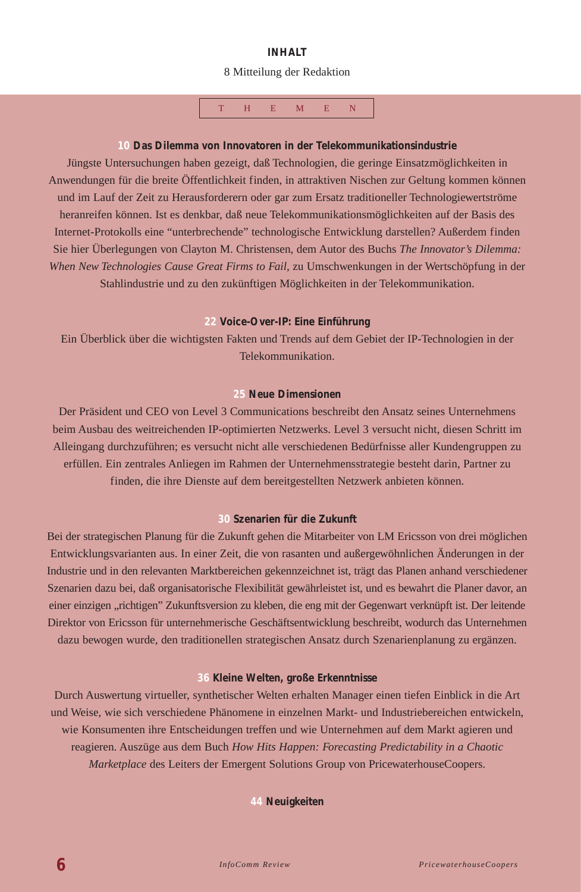# INHALT

8 Mitteilung der Redaktion

## THEMEN

### 10 Das Dilemma von Innovatoren in der Telekommunikationsindustrie

Jüngste Untersuchungen haben gezeigt, daß Technologien, die geringe Einsatzmöglichkeiten in Anwendungen für die breite Öffentlichkeit finden, in attraktiven Nischen zur Geltung kommen können und im Lauf der Zeit zu Herausforderern oder gar zum Ersatz traditioneller Technologiewertströme heranreifen können. Ist es denkbar, daß neue Telekommunikationsmöglichkeiten auf der Basis des Internet-Protokolls eine "unterbrechende" technologische Entwicklung darstellen? Außerdem finden Sie hier Überlegungen von Clayton M. Christensen, dem Autor des Buchs *The Innovator's Dilemma: When New Technologies Cause Great Firms to Fail*, zu Umschwenkungen in der Wertschöpfung in der Stahlindustrie und zu den zukünftigen Möglichkeiten in der Telekommunikation.

### 22 Voice-Over-IP: Eine Einführung

Ein Überblick über die wichtigsten Fakten und Trends auf dem Gebiet der IP-Technologien in der Telekommunikation.

### 25 Neue Dimensionen

Der Präsident und CEO von Level 3 Communications beschreibt den Ansatz seines Unternehmens beim Ausbau des weitreichenden IP-optimierten Netzwerks. Level 3 versucht nicht, diesen Schritt im Alleingang durchzuführen; es versucht nicht alle verschiedenen Bedürfnisse aller Kundengruppen zu erfüllen. Ein zentrales Anliegen im Rahmen der Unternehmensstrategie besteht darin, Partner zu finden, die ihre Dienste auf dem bereitgestellten Netzwerk anbieten können.

### 30 Szenarien für die Zukunft

Bei der strategischen Planung für die Zukunft gehen die Mitarbeiter von LM Ericsson von drei möglichen Entwicklungsvarianten aus. In einer Zeit, die von rasanten und außergewöhnlichen Änderungen in der Industrie und in den relevanten Marktbereichen gekennzeichnet ist, trägt das Planen anhand verschiedener Szenarien dazu bei, daß organisatorische Flexibilität gewährleistet ist, und es bewahrt die Planer davor, an einer einzigen „richtigen" Zukunftsversion zu kleben, die eng mit der Gegenwart verknüpft ist. Der leitende Direktor von Ericsson für unternehmerische Geschäftsentwicklung beschreibt, wodurch das Unternehmen dazu bewogen wurde, den traditionellen strategischen Ansatz durch Szenarienplanung zu ergänzen.

### 36 Kleine Welten, große Erkenntnisse

Durch Auswertung virtueller, synthetischer Welten erhalten Manager einen tiefen Einblick in die Art und Weise, wie sich verschiedene Phänomene in einzelnen Markt- und Industriebereichen entwickeln, wie Konsumenten ihre Entscheidungen treffen und wie Unternehmen auf dem Markt agieren und reagieren. Auszüge aus dem Buch *How Hits Happen: Forecasting Predictability in a Chaotic Marketplace* des Leiters der Emergent Solutions Group von PricewaterhouseCoopers.

### 44 Neuigkeiten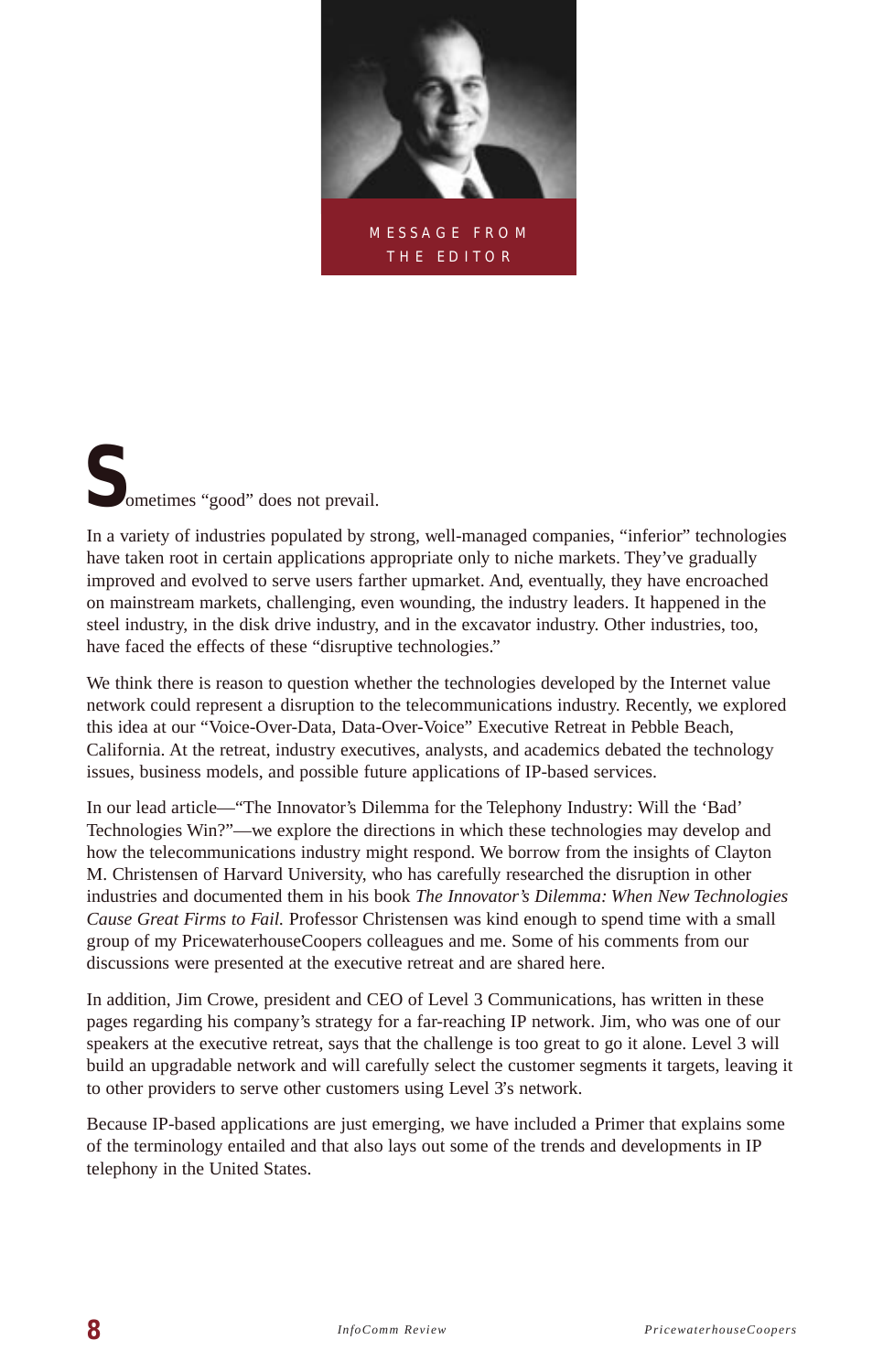# MESSAGE FROM THE EDITOR

Sometimes "good" does not prevail.

In a variety of industries populated by strong, well-managed companies, "inferior" technologies have taken root in certain applications appropriate only to niche markets. They've gradually improved and evolved to serve users farther upmarket. And, eventually, they have encroached on mainstream markets, challenging, even wounding, the industry leaders. It happened in the steel industry, in the disk drive industry, and in the excavator industry. Other industries, too, have faced the effects of these "disruptive technologies."

We think there is reason to question whether the technologies developed by the Internet value network could represent a disruption to the telecommunications industry. Recently, we explored this idea at our "Voice-Over-Data, Data-Over-Voice" Executive Retreat in Pebble Beach, California. At the retreat, industry executives, analysts, and academics debated the technology issues, business models, and possible future applications of IP-based services.

In our lead article—"The Innovator's Dilemma for the Telephony Industry: Will the 'Bad' Technologies Win?"—we explore the directions in which these technologies may develop and how the telecommunications industry might respond. We borrow from the insights of Clayton M. Christensen of Harvard University, who has carefully researched the disruption in other industries and documented them in his book *The Innovator's Dilemma: When New Technologies Cause Great Firms to Fail.* Professor Christensen was kind enough to spend time with a small group of my PricewaterhouseCoopers colleagues and me. Some of his comments from our discussions were presented at the executive retreat and are shared here.

In addition, Jim Crowe, president and CEO of Level 3 Communications, has written in these pages regarding his company's strategy for a far-reaching IP network. Jim, who was one of our speakers at the executive retreat, says that the challenge is too great to go it alone. Level 3 will build an upgradable network and will carefully select the customer segments it targets, leaving it to other providers to serve other customers using Level 3's network.

Because IP-based applications are just emerging, we have included a Primer that explains some of the terminology entailed and that also lays out some of the trends and developments in IP telephony in the United States.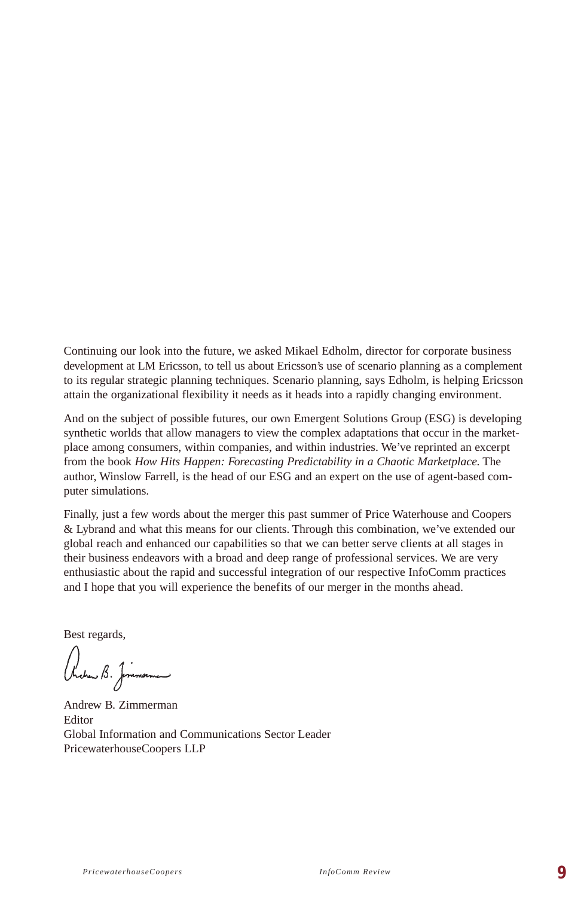Continuing our look into the future, we asked Mikael Edholm, director for corporate business development at LM Ericsson, to tell us about Ericsson's use of scenario planning as a complement to its regular strategic planning techniques. Scenario planning, says Edholm, is helping Ericsson attain the organizational flexibility it needs as it heads into a rapidly changing environment.

And on the subject of possible futures, our own Emergent Solutions Group (ESG) is developing synthetic worlds that allow managers to view the complex adaptations that occur in the marketplace among consumers, within companies, and within industries. We've reprinted an excerpt from the book *How Hits Happen: Forecasting Predictability in a Chaotic Marketplace.* The author, Winslow Farrell, is the head of our ESG and an expert on the use of agent-based computer simulations.

Finally, just a few words about the merger this past summer of Price Waterhouse and Coopers & Lybrand and what this means for our clients. Through this combination, we've extended our global reach and enhanced our capabilities so that we can better serve clients at all stages in their business endeavors with a broad and deep range of professional services. We are very enthusiastic about the rapid and successful integration of our respective InfoComm practices and I hope that you will experience the benefits of our merger in the months ahead.

Best regards,

Andrew B. Zimmerman
Editor
Global Information and Communications Sector Leader
PricewaterhouseCoopers LLP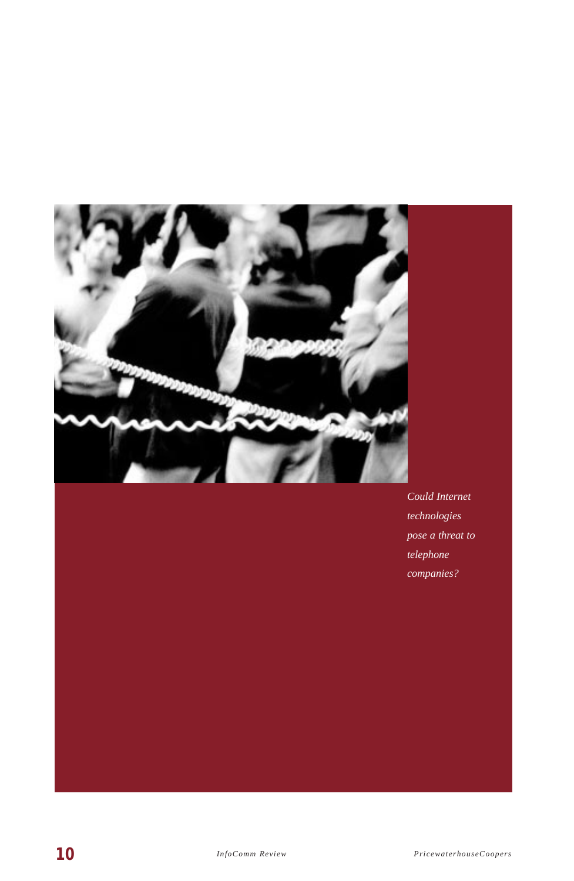*Could Internet technologies pose a threat to telephone companies?*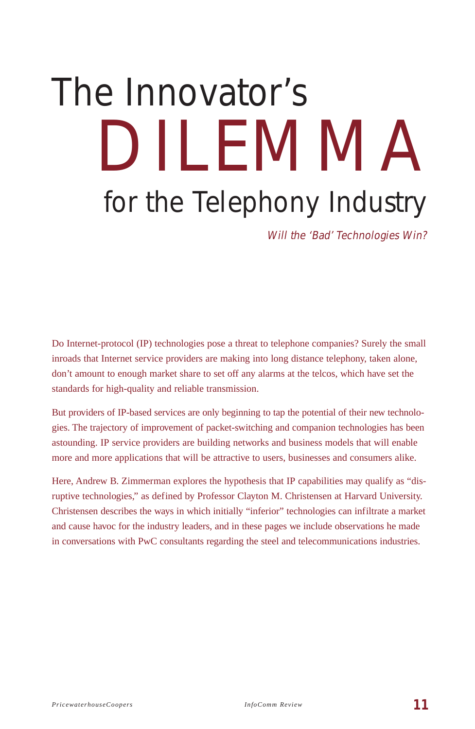# The Innovator's DILEMMA for the Telephony Industry

*Will the 'Bad' Technologies Win?*

Do Internet-protocol (IP) technologies pose a threat to telephone companies? Surely the small inroads that Internet service providers are making into long distance telephony, taken alone, don't amount to enough market share to set off any alarms at the telcos, which have set the standards for high-quality and reliable transmission.

But providers of IP-based services are only beginning to tap the potential of their new technologies. The trajectory of improvement of packet-switching and companion technologies has been astounding. IP service providers are building networks and business models that will enable more and more applications that will be attractive to users, businesses and consumers alike.

Here, Andrew B. Zimmerman explores the hypothesis that IP capabilities may qualify as "disruptive technologies," as defined by Professor Clayton M. Christensen at Harvard University. Christensen describes the ways in which initially "inferior" technologies can infiltrate a market and cause havoc for the industry leaders, and in these pages we include observations he made in conversations with PwC consultants regarding the steel and telecommunications industries.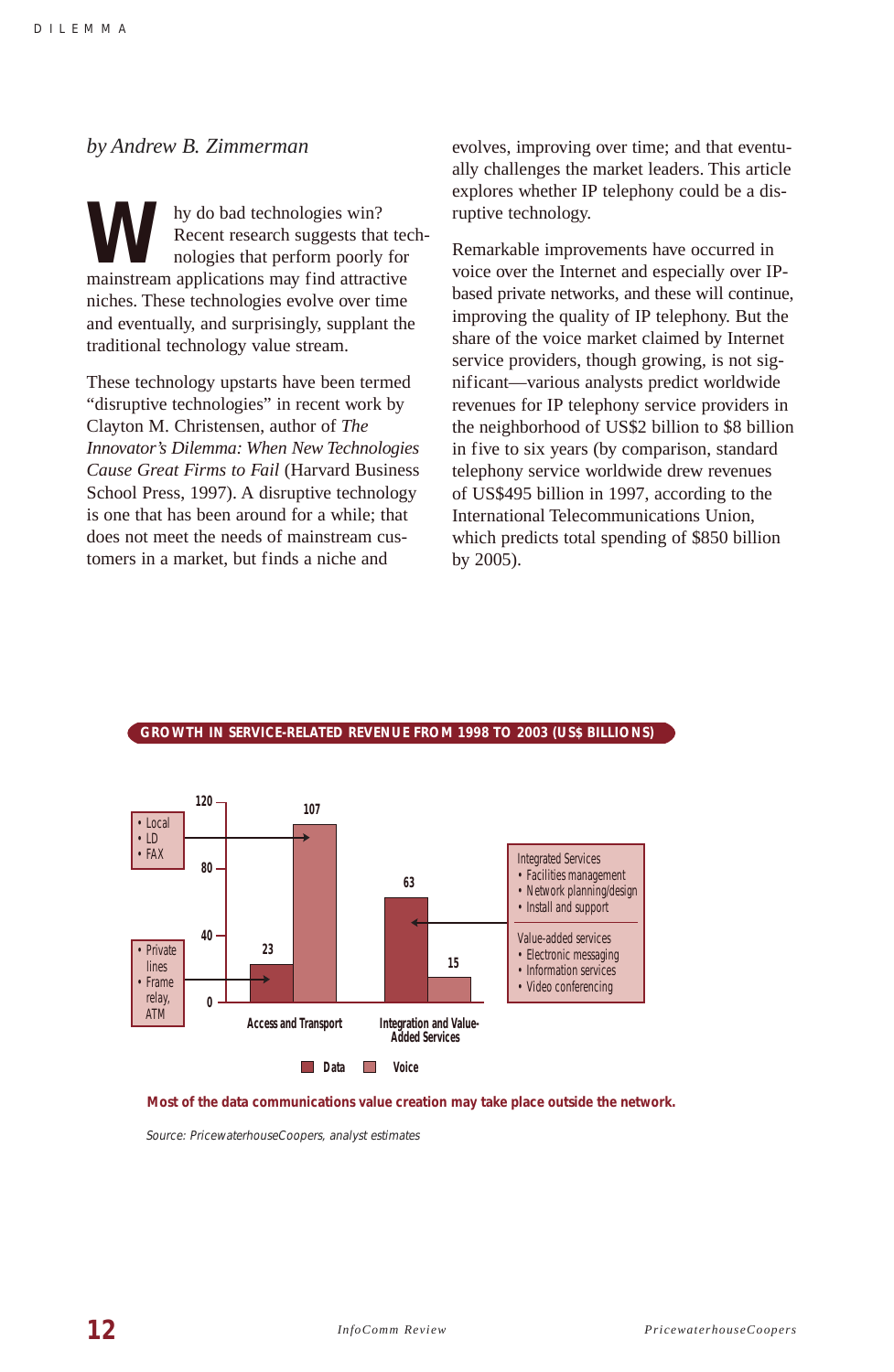*by Andrew B. Zimmerman*

Why do bad technologies win? Recent research suggests that technologies that perform poorly for mainstream applications may find attractive niches. These technologies evolve over time and eventually, and surprisingly, supplant the traditional technology value stream.

These technology upstarts have been termed "disruptive technologies" in recent work by Clayton M. Christensen, author of *The Innovator's Dilemma: When New Technologies Cause Great Firms to Fail* (Harvard Business School Press, 1997). A disruptive technology is one that has been around for a while; that does not meet the needs of mainstream customers in a market, but finds a niche and evolves, improving over time; and that eventually challenges the market leaders. This article explores whether IP telephony could be a disruptive technology.

Remarkable improvements have occurred in voice over the Internet and especially over IP-based private networks, and these will continue, improving the quality of IP telephony. But the share of the voice market claimed by Internet service providers, though growing, is not significant—various analysts predict worldwide revenues for IP telephony service providers in the neighborhood of US$2 billion to $8 billion in five to six years (by comparison, standard telephony service worldwide drew revenues of US$495 billion in 1997, according to the International Telecommunications Union, which predicts total spending of $850 billion by 2005).

**GROWTH IN SERVICE-RELATED REVENUE FROM 1998 TO 2003 (US$ BILLIONS)**

| | Data | Voice |
|---|---|---|
| Access and Transport | 23 | 107 |
| Integration and Value-Added Services | 63 | 15 |

- Local, LD, FAX → Access and Transport (Voice)
- Private lines, Frame relay, ATM → Access and Transport (Data)

Integrated Services
- Facilities management
- Network planning/design
- Install and support

Value-added services
- Electronic messaging
- Information services
- Video conferencing

**Most of the data communications value creation may take place outside the network.**

*Source: PricewaterhouseCoopers, analyst estimates*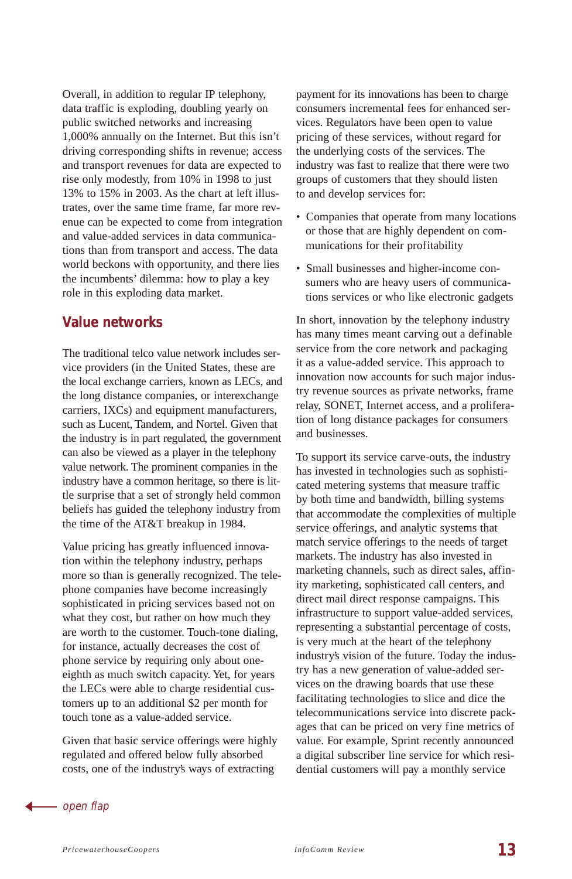Overall, in addition to regular IP telephony, data traffic is exploding, doubling yearly on public switched networks and increasing 1,000% annually on the Internet. But this isn't driving corresponding shifts in revenue; access and transport revenues for data are expected to rise only modestly, from 10% in 1998 to just 13% to 15% in 2003. As the chart at left illustrates, over the same time frame, far more revenue can be expected to come from integration and value-added services in data communications than from transport and access. The data world beckons with opportunity, and there lies the incumbents' dilemma: how to play a key role in this exploding data market.

## Value networks

The traditional telco value network includes service providers (in the United States, these are the local exchange carriers, known as LECs, and the long distance companies, or interexchange carriers, IXCs) and equipment manufacturers, such as Lucent, Tandem, and Nortel. Given that the industry is in part regulated, the government can also be viewed as a player in the telephony value network. The prominent companies in the industry have a common heritage, so there is little surprise that a set of strongly held common beliefs has guided the telephony industry from the time of the AT&T breakup in 1984.

Value pricing has greatly influenced innovation within the telephony industry, perhaps more so than is generally recognized. The telephone companies have become increasingly sophisticated in pricing services based not on what they cost, but rather on how much they are worth to the customer. Touch-tone dialing, for instance, actually decreases the cost of phone service by requiring only about one-eighth as much switch capacity. Yet, for years the LECs were able to charge residential customers up to an additional $2 per month for touch tone as a value-added service.

Given that basic service offerings were highly regulated and offered below fully absorbed costs, one of the industry's ways of extracting payment for its innovations has been to charge consumers incremental fees for enhanced services. Regulators have been open to value pricing of these services, without regard for the underlying costs of the services. The industry was fast to realize that there were two groups of customers that they should listen to and develop services for:

- Companies that operate from many locations or those that are highly dependent on communications for their profitability
- Small businesses and higher-income consumers who are heavy users of communications services or who like electronic gadgets

In short, innovation by the telephony industry has many times meant carving out a definable service from the core network and packaging it as a value-added service. This approach to innovation now accounts for such major industry revenue sources as private networks, frame relay, SONET, Internet access, and a proliferation of long distance packages for consumers and businesses.

To support its service carve-outs, the industry has invested in technologies such as sophisticated metering systems that measure traffic by both time and bandwidth, billing systems that accommodate the complexities of multiple service offerings, and analytic systems that match service offerings to the needs of target markets. The industry has also invested in marketing channels, such as direct sales, affinity marketing, sophisticated call centers, and direct mail direct response campaigns. This infrastructure to support value-added services, representing a substantial percentage of costs, is very much at the heart of the telephony industry's vision of the future. Today the industry has a new generation of value-added services on the drawing boards that use these facilitating technologies to slice and dice the telecommunications service into discrete packages that can be priced on very fine metrics of value. For example, Sprint recently announced a digital subscriber line service for which residential customers will pay a monthly service

← *open flap*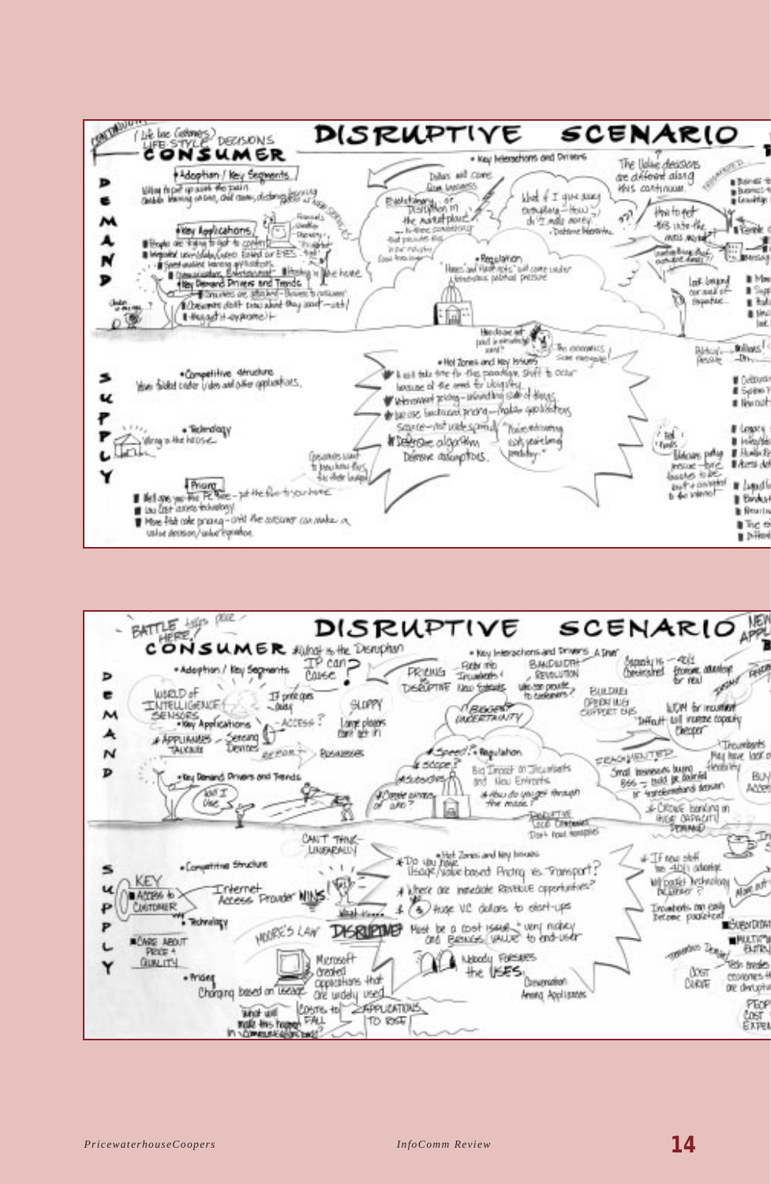# DISRUPTIVE SCENARIO

**CONSUMER** (Life Line (Getmore) / Life Style / Decisions)

**DEMAND**

- Adoption / Key Segments
- Key Applications
- Key Demand Drivers and Trends
  - Consumers don't know what they want – yet!

- Key Interactions and Drivers
- Evolutionary or Disruption in the market place?
- What if I give away everything – How do I make money?
- The Value decisions are different along this continuum.
- Regulation
- Hot Zones and Key Issues

**SUPPLY**

- Competitive structure
- Technology
- Pricing
- It will take time for this paradigm shift to occur
- Defensive algorithm
- Defensive assumptions

---

# DISRUPTIVE SCENARIO

**CONSUMER** – What is the Disruption?

**DEMAND**

- Adoption / Key Segments
- World of Intelligence
- Sensors
- Key Applications
- Appliances
- Sensing Devices
- Key Demand Drivers and Trends
- Key Interactions and Drivers
- Pricing
- Disruptive
- Biggest Uncertainty
- Bandwidth Revolution
- Regulation
- Big Impact on Incumbents and New Entrants
- Disruptive

**SUPPLY**

- Competitive Structure
- Key Access to Customer
- Internet Access Provider Wins!
- Hot Zones and Key Issues
- Do you have Usage/Value based Pricing vs. Transport?
- Where are immediate revenue opportunities?
- Huge VC dollars to start-ups
- Technology
- Moore's Law
- Disruptive
- Must be a cost issue – very mickey and brings value to end-user
- Nobody foresees the uses
- Microsoft created applications that are widely used
- Pricing
- Charging based on usage
- Costs to fall
- Applications to rise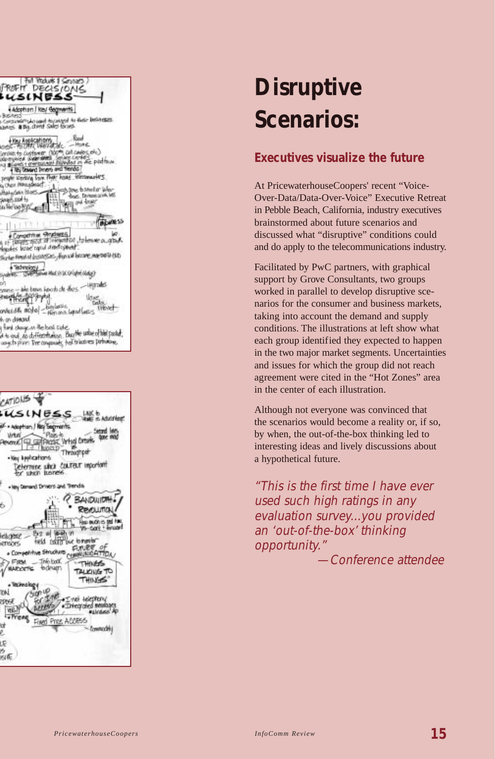# Disruptive Scenarios:

## Executives visualize the future

At PricewaterhouseCoopers' recent “Voice-Over-Data/Data-Over-Voice” Executive Retreat in Pebble Beach, California, industry executives brainstormed about future scenarios and discussed what “disruptive” conditions could and do apply to the telecommunications industry.

Facilitated by PwC partners, with graphical support by Grove Consultants, two groups worked in parallel to develop disruptive scenarios for the consumer and business markets, taking into account the demand and supply conditions. The illustrations at left show what each group identified they expected to happen in the two major market segments. Uncertainties and issues for which the group did not reach agreement were cited in the “Hot Zones” area in the center of each illustration.

Although not everyone was convinced that the scenarios would become a reality or, if so, by when, the out-of-the-box thinking led to interesting ideas and lively discussions about a hypothetical future.

*“This is the first time I have ever used such high ratings in any evaluation survey...you provided an ‘out-of-the-box’ thinking opportunity.”*

*—Conference attendee*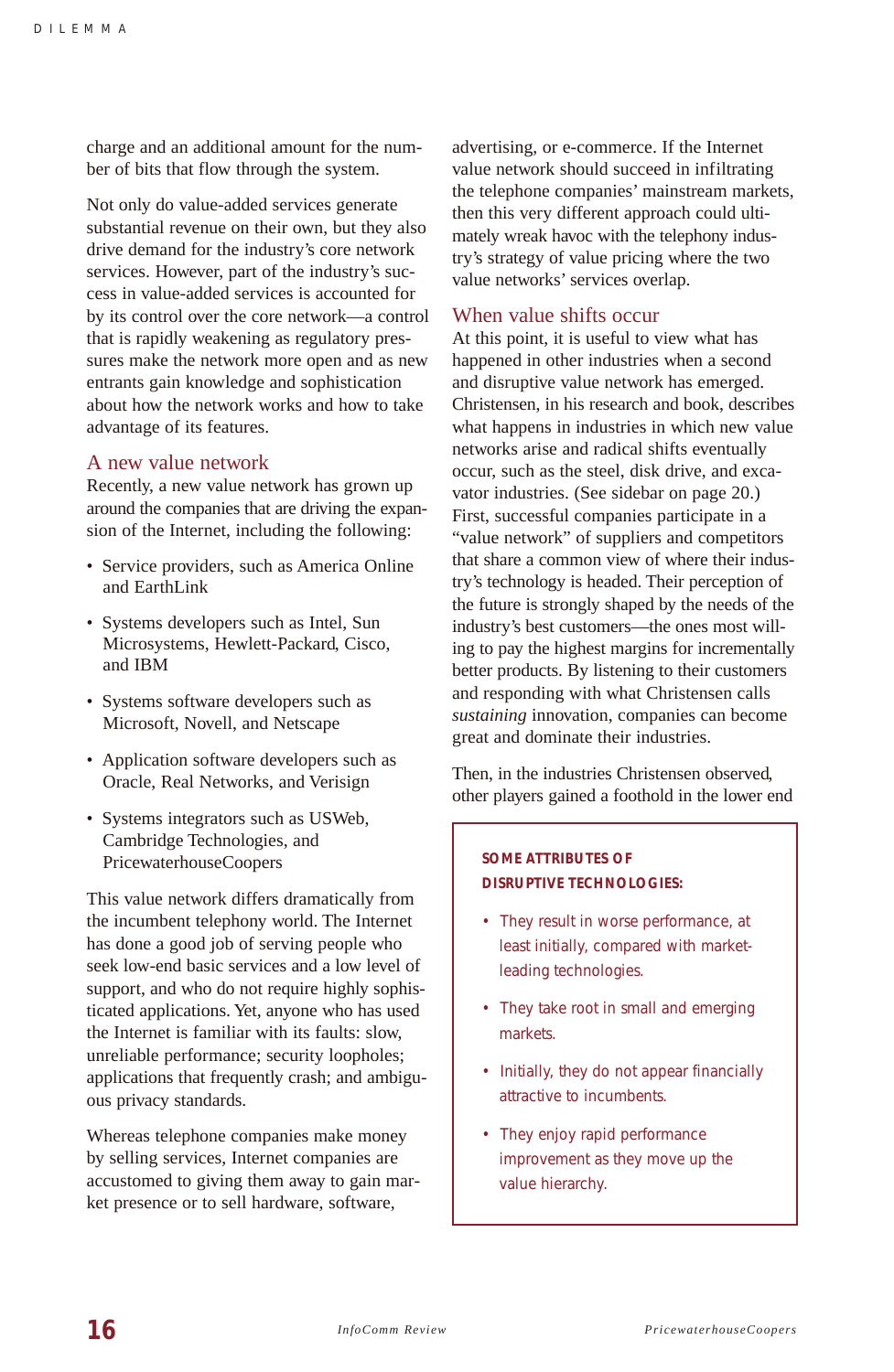charge and an additional amount for the number of bits that flow through the system.

Not only do value-added services generate substantial revenue on their own, but they also drive demand for the industry's core network services. However, part of the industry's success in value-added services is accounted for by its control over the core network—a control that is rapidly weakening as regulatory pressures make the network more open and as new entrants gain knowledge and sophistication about how the network works and how to take advantage of its features.

## A new value network

Recently, a new value network has grown up around the companies that are driving the expansion of the Internet, including the following:

- Service providers, such as America Online and EarthLink
- Systems developers such as Intel, Sun Microsystems, Hewlett-Packard, Cisco, and IBM
- Systems software developers such as Microsoft, Novell, and Netscape
- Application software developers such as Oracle, Real Networks, and Verisign
- Systems integrators such as USWeb, Cambridge Technologies, and PricewaterhouseCoopers

This value network differs dramatically from the incumbent telephony world. The Internet has done a good job of serving people who seek low-end basic services and a low level of support, and who do not require highly sophisticated applications. Yet, anyone who has used the Internet is familiar with its faults: slow, unreliable performance; security loopholes; applications that frequently crash; and ambiguous privacy standards.

Whereas telephone companies make money by selling services, Internet companies are accustomed to giving them away to gain market presence or to sell hardware, software, advertising, or e-commerce. If the Internet value network should succeed in infiltrating the telephone companies' mainstream markets, then this very different approach could ultimately wreak havoc with the telephony industry's strategy of value pricing where the two value networks' services overlap.

## When value shifts occur

At this point, it is useful to view what has happened in other industries when a second and disruptive value network has emerged. Christensen, in his research and book, describes what happens in industries in which new value networks arise and radical shifts eventually occur, such as the steel, disk drive, and excavator industries. (See sidebar on page 20.) First, successful companies participate in a "value network" of suppliers and competitors that share a common view of where their industry's technology is headed. Their perception of the future is strongly shaped by the needs of the industry's best customers—the ones most willing to pay the highest margins for incrementally better products. By listening to their customers and responding with what Christensen calls *sustaining* innovation, companies can become great and dominate their industries.

Then, in the industries Christensen observed, other players gained a foothold in the lower end

> **SOME ATTRIBUTES OF DISRUPTIVE TECHNOLOGIES:**
>
> - They result in worse performance, at least initially, compared with market-leading technologies.
> - They take root in small and emerging markets.
> - Initially, they do not appear financially attractive to incumbents.
> - They enjoy rapid performance improvement as they move up the value hierarchy.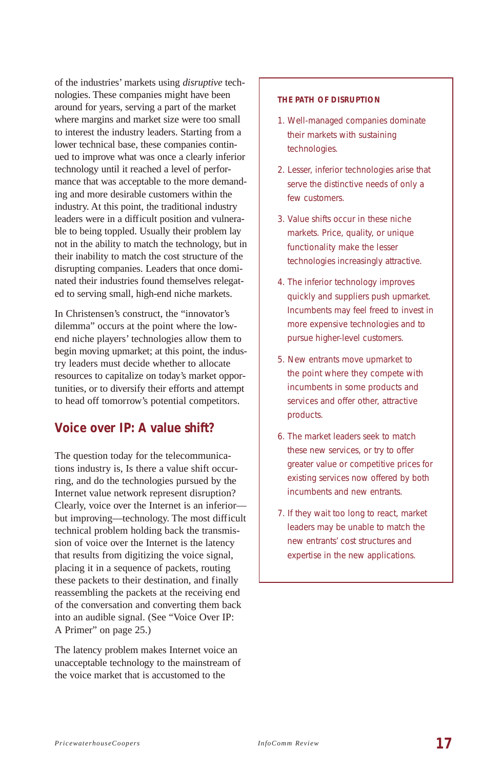of the industries' markets using *disruptive* technologies. These companies might have been around for years, serving a part of the market where margins and market size were too small to interest the industry leaders. Starting from a lower technical base, these companies continued to improve what was once a clearly inferior technology until it reached a level of performance that was acceptable to the more demanding and more desirable customers within the industry. At this point, the traditional industry leaders were in a difficult position and vulnerable to being toppled. Usually their problem lay not in the ability to match the technology, but in their inability to match the cost structure of the disrupting companies. Leaders that once dominated their industries found themselves relegated to serving small, high-end niche markets.

In Christensen's construct, the "innovator's dilemma" occurs at the point where the low-end niche players' technologies allow them to begin moving upmarket; at this point, the industry leaders must decide whether to allocate resources to capitalize on today's market opportunities, or to diversify their efforts and attempt to head off tomorrow's potential competitors.

## Voice over IP: A value shift?

The question today for the telecommunications industry is, Is there a value shift occurring, and do the technologies pursued by the Internet value network represent disruption? Clearly, voice over the Internet is an inferior—but improving—technology. The most difficult technical problem holding back the transmission of voice over the Internet is the latency that results from digitizing the voice signal, placing it in a sequence of packets, routing these packets to their destination, and finally reassembling the packets at the receiving end of the conversation and converting them back into an audible signal. (See "Voice Over IP: A Primer" on page 25.)

The latency problem makes Internet voice an unacceptable technology to the mainstream of the voice market that is accustomed to the

### THE PATH OF DISRUPTION

1. Well-managed companies dominate their markets with sustaining technologies.
2. Lesser, inferior technologies arise that serve the distinctive needs of only a few customers.
3. Value shifts occur in these niche markets. Price, quality, or unique functionality make the lesser technologies increasingly attractive.
4. The inferior technology improves quickly and suppliers push upmarket. Incumbents may feel freed to invest in more expensive technologies and to pursue higher-level customers.
5. New entrants move upmarket to the point where they compete with incumbents in some products and services and offer other, attractive products.
6. The market leaders seek to match these new services, or try to offer greater value or competitive prices for existing services now offered by both incumbents and new entrants.
7. If they wait too long to react, market leaders may be unable to match the new entrants' cost structures and expertise in the new applications.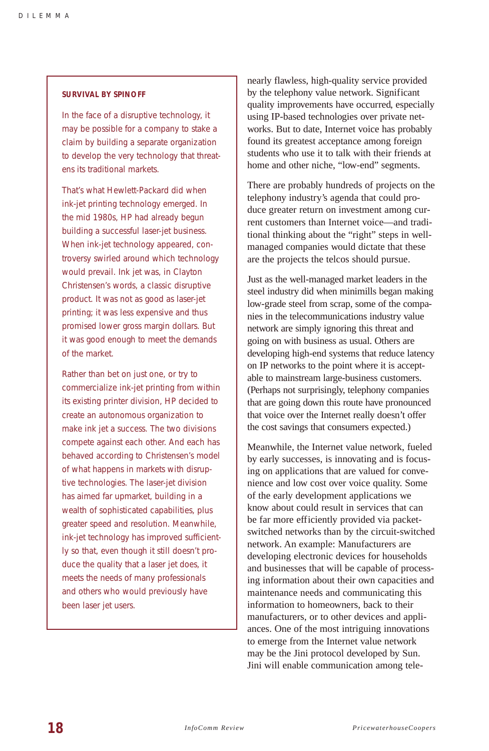### SURVIVAL BY SPINOFF

In the face of a disruptive technology, it may be possible for a company to stake a claim by building a separate organization to develop the very technology that threatens its traditional markets.

That's what Hewlett-Packard did when ink-jet printing technology emerged. In the mid 1980s, HP had already begun building a successful laser-jet business. When ink-jet technology appeared, controversy swirled around which technology would prevail. Ink jet was, in Clayton Christensen's words, a classic disruptive product. It was not as good as laser-jet printing; it was less expensive and thus promised lower gross margin dollars. But it was good enough to meet the demands of the market.

Rather than bet on just one, or try to commercialize ink-jet printing from within its existing printer division, HP decided to create an autonomous organization to make ink jet a success. The two divisions compete against each other. And each has behaved according to Christensen's model of what happens in markets with disruptive technologies. The laser-jet division has aimed far upmarket, building in a wealth of sophisticated capabilities, plus greater speed and resolution. Meanwhile, ink-jet technology has improved sufficiently so that, even though it still doesn't produce the quality that a laser jet does, it meets the needs of many professionals and others who would previously have been laser jet users.

---

nearly flawless, high-quality service provided by the telephony value network. Significant quality improvements have occurred, especially using IP-based technologies over private networks. But to date, Internet voice has probably found its greatest acceptance among foreign students who use it to talk with their friends at home and other niche, "low-end" segments.

There are probably hundreds of projects on the telephony industry's agenda that could produce greater return on investment among current customers than Internet voice—and traditional thinking about the "right" steps in well-managed companies would dictate that these are the projects the telcos should pursue.

Just as the well-managed market leaders in the steel industry did when minimills began making low-grade steel from scrap, some of the companies in the telecommunications industry value network are simply ignoring this threat and going on with business as usual. Others are developing high-end systems that reduce latency on IP networks to the point where it is acceptable to mainstream large-business customers. (Perhaps not surprisingly, telephony companies that are going down this route have pronounced that voice over the Internet really doesn't offer the cost savings that consumers expected.)

Meanwhile, the Internet value network, fueled by early successes, is innovating and is focusing on applications that are valued for convenience and low cost over voice quality. Some of the early development applications we know about could result in services that can be far more efficiently provided via packet-switched networks than by the circuit-switched network. An example: Manufacturers are developing electronic devices for households and businesses that will be capable of processing information about their own capacities and maintenance needs and communicating this information to homeowners, back to their manufacturers, or to other devices and appliances. One of the most intriguing innovations to emerge from the Internet value network may be the Jini protocol developed by Sun. Jini will enable communication among tele-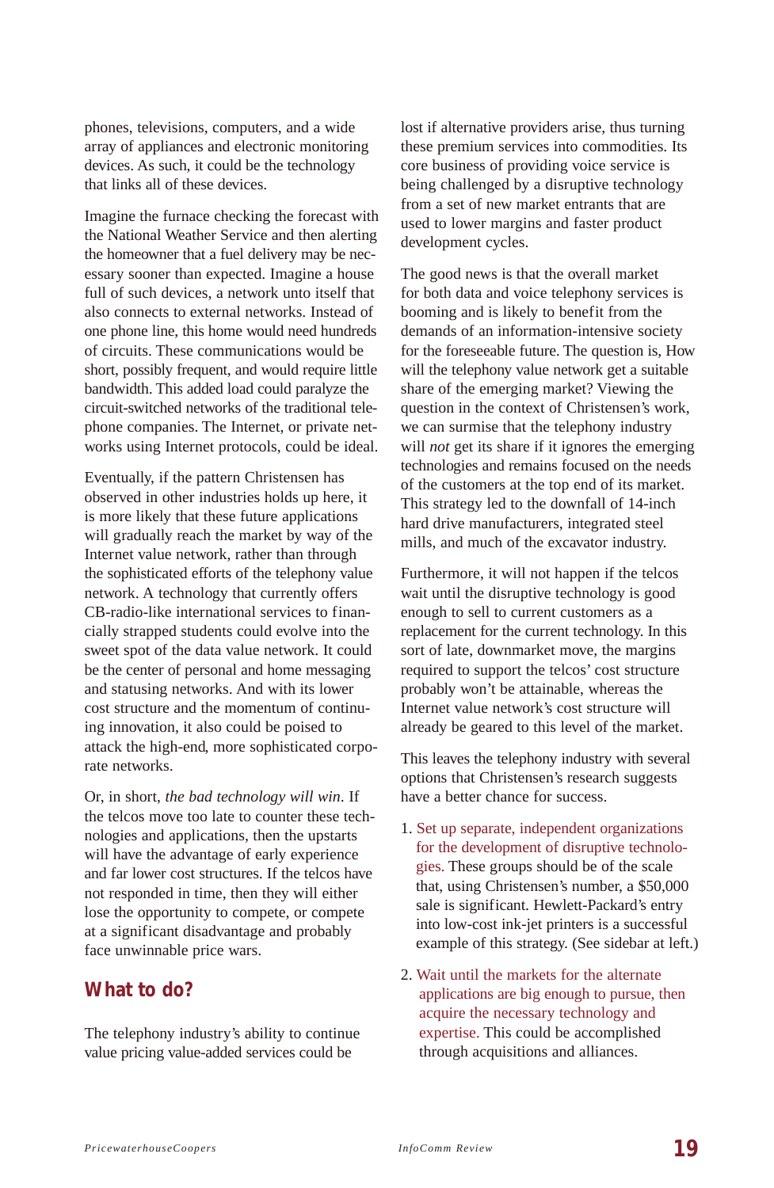phones, televisions, computers, and a wide array of appliances and electronic monitoring devices. As such, it could be the technology that links all of these devices.

Imagine the furnace checking the forecast with the National Weather Service and then alerting the homeowner that a fuel delivery may be necessary sooner than expected. Imagine a house full of such devices, a network unto itself that also connects to external networks. Instead of one phone line, this home would need hundreds of circuits. These communications would be short, possibly frequent, and would require little bandwidth. This added load could paralyze the circuit-switched networks of the traditional telephone companies. The Internet, or private networks using Internet protocols, could be ideal.

Eventually, if the pattern Christensen has observed in other industries holds up here, it is more likely that these future applications will gradually reach the market by way of the Internet value network, rather than through the sophisticated efforts of the telephony value network. A technology that currently offers CB-radio-like international services to financially strapped students could evolve into the sweet spot of the data value network. It could be the center of personal and home messaging and statusing networks. And with its lower cost structure and the momentum of continuing innovation, it also could be poised to attack the high-end, more sophisticated corporate networks.

Or, in short, *the bad technology will win*. If the telcos move too late to counter these technologies and applications, then the upstarts will have the advantage of early experience and far lower cost structures. If the telcos have not responded in time, then they will either lose the opportunity to compete, or compete at a significant disadvantage and probably face unwinnable price wars.

## What to do?

The telephony industry's ability to continue value pricing value-added services could be lost if alternative providers arise, thus turning these premium services into commodities. Its core business of providing voice service is being challenged by a disruptive technology from a set of new market entrants that are used to lower margins and faster product development cycles.

The good news is that the overall market for both data and voice telephony services is booming and is likely to benefit from the demands of an information-intensive society for the foreseeable future. The question is, How will the telephony value network get a suitable share of the emerging market? Viewing the question in the context of Christensen's work, we can surmise that the telephony industry will *not* get its share if it ignores the emerging technologies and remains focused on the needs of the customers at the top end of its market. This strategy led to the downfall of 14-inch hard drive manufacturers, integrated steel mills, and much of the excavator industry.

Furthermore, it will not happen if the telcos wait until the disruptive technology is good enough to sell to current customers as a replacement for the current technology. In this sort of late, downmarket move, the margins required to support the telcos' cost structure probably won't be attainable, whereas the Internet value network's cost structure will already be geared to this level of the market.

This leaves the telephony industry with several options that Christensen's research suggests have a better chance for success.

1. Set up separate, independent organizations for the development of disruptive technologies. These groups should be of the scale that, using Christensen's number, a $50,000 sale is significant. Hewlett-Packard's entry into low-cost ink-jet printers is a successful example of this strategy. (See sidebar at left.)

2. Wait until the markets for the alternate applications are big enough to pursue, then acquire the necessary technology and expertise. This could be accomplished through acquisitions and alliances.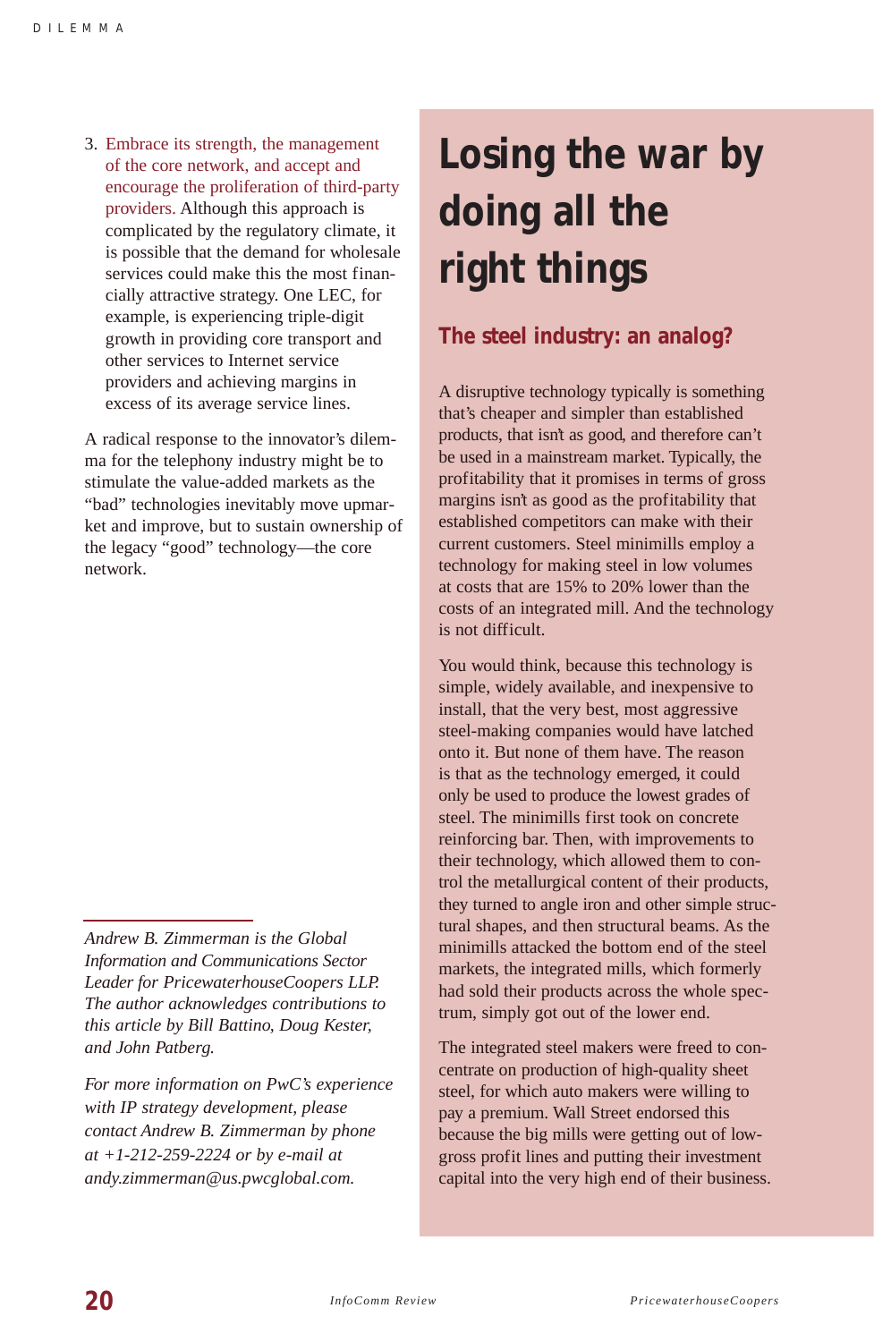3. Embrace its strength, the management of the core network, and accept and encourage the proliferation of third-party providers. Although this approach is complicated by the regulatory climate, it is possible that the demand for wholesale services could make this the most financially attractive strategy. One LEC, for example, is experiencing triple-digit growth in providing core transport and other services to Internet service providers and achieving margins in excess of its average service lines.

A radical response to the innovator's dilemma for the telephony industry might be to stimulate the value-added markets as the "bad" technologies inevitably move upmarket and improve, but to sustain ownership of the legacy "good" technology—the core network.

*Andrew B. Zimmerman is the Global Information and Communications Sector Leader for PricewaterhouseCoopers LLP. The author acknowledges contributions to this article by Bill Battino, Doug Kester, and John Patberg.*

*For more information on PwC's experience with IP strategy development, please contact Andrew B. Zimmerman by phone at +1-212-259-2224 or by e-mail at andy.zimmerman@us.pwcglobal.com.*

# Losing the war by doing all the right things

## The steel industry: an analog?

A disruptive technology typically is something that's cheaper and simpler than established products, that isn't as good, and therefore can't be used in a mainstream market. Typically, the profitability that it promises in terms of gross margins isn't as good as the profitability that established competitors can make with their current customers. Steel minimills employ a technology for making steel in low volumes at costs that are 15% to 20% lower than the costs of an integrated mill. And the technology is not difficult.

You would think, because this technology is simple, widely available, and inexpensive to install, that the very best, most aggressive steel-making companies would have latched onto it. But none of them have. The reason is that as the technology emerged, it could only be used to produce the lowest grades of steel. The minimills first took on concrete reinforcing bar. Then, with improvements to their technology, which allowed them to control the metallurgical content of their products, they turned to angle iron and other simple structural shapes, and then structural beams. As the minimills attacked the bottom end of the steel markets, the integrated mills, which formerly had sold their products across the whole spectrum, simply got out of the lower end.

The integrated steel makers were freed to concentrate on production of high-quality sheet steel, for which auto makers were willing to pay a premium. Wall Street endorsed this because the big mills were getting out of low-gross profit lines and putting their investment capital into the very high end of their business.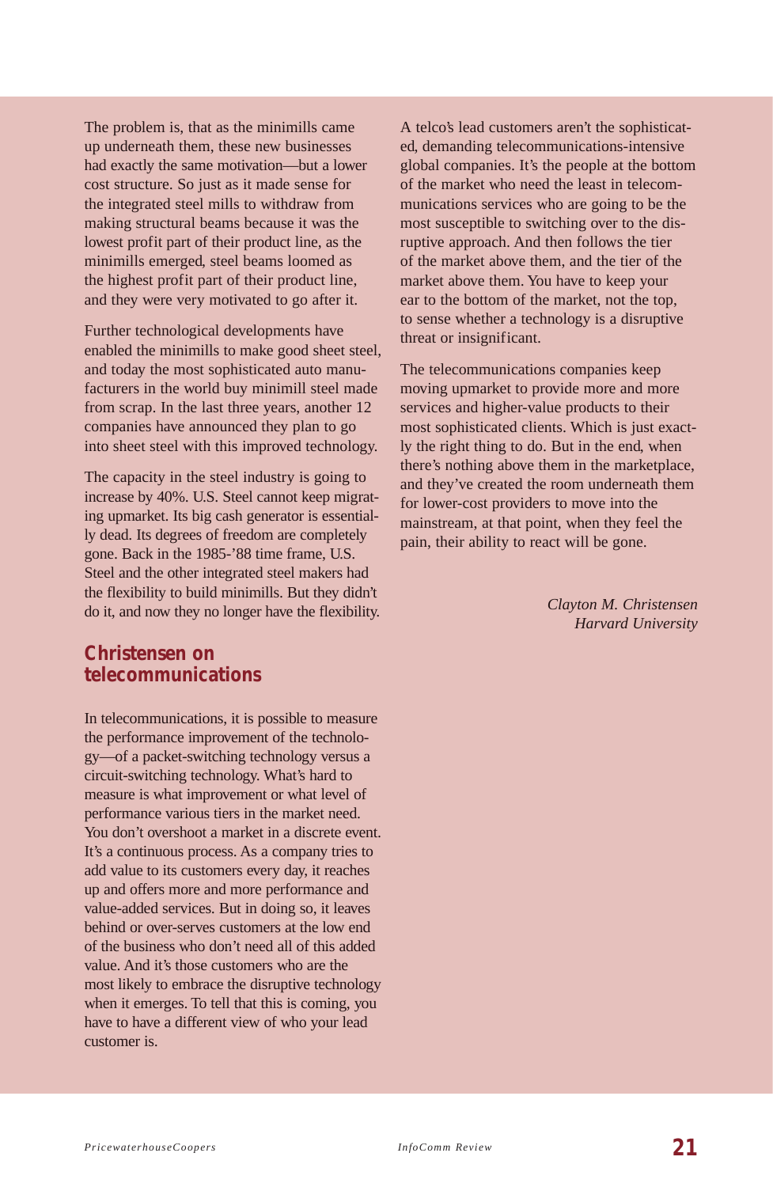The problem is, that as the minimills came up underneath them, these new businesses had exactly the same motivation—but a lower cost structure. So just as it made sense for the integrated steel mills to withdraw from making structural beams because it was the lowest profit part of their product line, as the minimills emerged, steel beams loomed as the highest profit part of their product line, and they were very motivated to go after it.

Further technological developments have enabled the minimills to make good sheet steel, and today the most sophisticated auto manufacturers in the world buy minimill steel made from scrap. In the last three years, another 12 companies have announced they plan to go into sheet steel with this improved technology.

The capacity in the steel industry is going to increase by 40%. U.S. Steel cannot keep migrating upmarket. Its big cash generator is essentially dead. Its degrees of freedom are completely gone. Back in the 1985-'88 time frame, U.S. Steel and the other integrated steel makers had the flexibility to build minimills. But they didn't do it, and now they no longer have the flexibility.

## Christensen on telecommunications

In telecommunications, it is possible to measure the performance improvement of the technology—of a packet-switching technology versus a circuit-switching technology. What's hard to measure is what improvement or what level of performance various tiers in the market need. You don't overshoot a market in a discrete event. It's a continuous process. As a company tries to add value to its customers every day, it reaches up and offers more and more performance and value-added services. But in doing so, it leaves behind or over-serves customers at the low end of the business who don't need all of this added value. And it's those customers who are the most likely to embrace the disruptive technology when it emerges. To tell that this is coming, you have to have a different view of who your lead customer is.

A telco's lead customers aren't the sophisticated, demanding telecommunications-intensive global companies. It's the people at the bottom of the market who need the least in telecommunications services who are going to be the most susceptible to switching over to the disruptive approach. And then follows the tier of the market above them, and the tier of the market above them. You have to keep your ear to the bottom of the market, not the top, to sense whether a technology is a disruptive threat or insignificant.

The telecommunications companies keep moving upmarket to provide more and more services and higher-value products to their most sophisticated clients. Which is just exactly the right thing to do. But in the end, when there's nothing above them in the marketplace, and they've created the room underneath them for lower-cost providers to move into the mainstream, at that point, when they feel the pain, their ability to react will be gone.

*Clayton M. Christensen*
*Harvard University*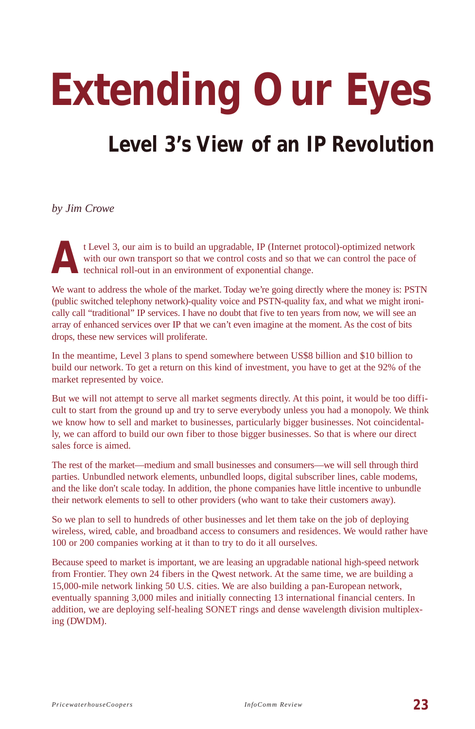# Extending Our Eyes

## Level 3's View of an IP Revolution

*by Jim Crowe*

At Level 3, our aim is to build an upgradable, IP (Internet protocol)-optimized network with our own transport so that we control costs and so that we can control the pace of technical roll-out in an environment of exponential change.

We want to address the whole of the market. Today we're going directly where the money is: PSTN (public switched telephony network)-quality voice and PSTN-quality fax, and what we might ironically call "traditional" IP services. I have no doubt that five to ten years from now, we will see an array of enhanced services over IP that we can't even imagine at the moment. As the cost of bits drops, these new services will proliferate.

In the meantime, Level 3 plans to spend somewhere between US$8 billion and $10 billion to build our network. To get a return on this kind of investment, you have to get at the 92% of the market represented by voice.

But we will not attempt to serve all market segments directly. At this point, it would be too difficult to start from the ground up and try to serve everybody unless you had a monopoly. We think we know how to sell and market to businesses, particularly bigger businesses. Not coincidentally, we can afford to build our own fiber to those bigger businesses. So that is where our direct sales force is aimed.

The rest of the market—medium and small businesses and consumers—we will sell through third parties. Unbundled network elements, unbundled loops, digital subscriber lines, cable modems, and the like don't scale today. In addition, the phone companies have little incentive to unbundle their network elements to sell to other providers (who want to take their customers away).

So we plan to sell to hundreds of other businesses and let them take on the job of deploying wireless, wired, cable, and broadband access to consumers and residences. We would rather have 100 or 200 companies working at it than to try to do it all ourselves.

Because speed to market is important, we are leasing an upgradable national high-speed network from Frontier. They own 24 fibers in the Qwest network. At the same time, we are building a 15,000-mile network linking 50 U.S. cities. We are also building a pan-European network, eventually spanning 3,000 miles and initially connecting 13 international financial centers. In addition, we are deploying self-healing SONET rings and dense wavelength division multiplexing (DWDM).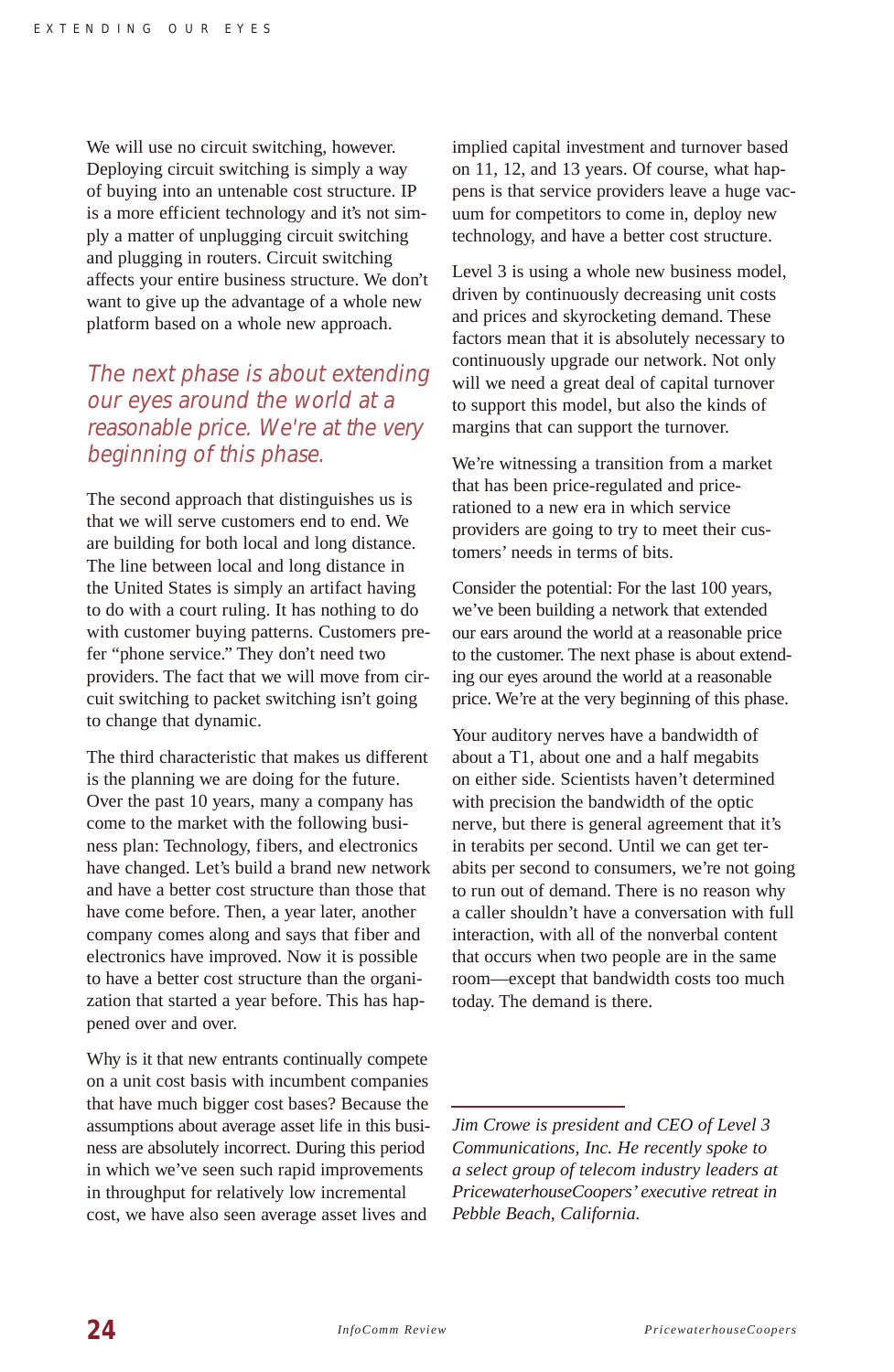We will use no circuit switching, however. Deploying circuit switching is simply a way of buying into an untenable cost structure. IP is a more efficient technology and it's not simply a matter of unplugging circuit switching and plugging in routers. Circuit switching affects your entire business structure. We don't want to give up the advantage of a whole new platform based on a whole new approach.

*The next phase is about extending our eyes around the world at a reasonable price. We're at the very beginning of this phase.*

The second approach that distinguishes us is that we will serve customers end to end. We are building for both local and long distance. The line between local and long distance in the United States is simply an artifact having to do with a court ruling. It has nothing to do with customer buying patterns. Customers prefer "phone service." They don't need two providers. The fact that we will move from circuit switching to packet switching isn't going to change that dynamic.

The third characteristic that makes us different is the planning we are doing for the future. Over the past 10 years, many a company has come to the market with the following business plan: Technology, fibers, and electronics have changed. Let's build a brand new network and have a better cost structure than those that have come before. Then, a year later, another company comes along and says that fiber and electronics have improved. Now it is possible to have a better cost structure than the organization that started a year before. This has happened over and over.

Why is it that new entrants continually compete on a unit cost basis with incumbent companies that have much bigger cost bases? Because the assumptions about average asset life in this business are absolutely incorrect. During this period in which we've seen such rapid improvements in throughput for relatively low incremental cost, we have also seen average asset lives and implied capital investment and turnover based on 11, 12, and 13 years. Of course, what happens is that service providers leave a huge vacuum for competitors to come in, deploy new technology, and have a better cost structure.

Level 3 is using a whole new business model, driven by continuously decreasing unit costs and prices and skyrocketing demand. These factors mean that it is absolutely necessary to continuously upgrade our network. Not only will we need a great deal of capital turnover to support this model, but also the kinds of margins that can support the turnover.

We're witnessing a transition from a market that has been price-regulated and price-rationed to a new era in which service providers are going to try to meet their customers' needs in terms of bits.

Consider the potential: For the last 100 years, we've been building a network that extended our ears around the world at a reasonable price to the customer. The next phase is about extending our eyes around the world at a reasonable price. We're at the very beginning of this phase.

Your auditory nerves have a bandwidth of about a T1, about one and a half megabits on either side. Scientists haven't determined with precision the bandwidth of the optic nerve, but there is general agreement that it's in terabits per second. Until we can get terabits per second to consumers, we're not going to run out of demand. There is no reason why a caller shouldn't have a conversation with full interaction, with all of the nonverbal content that occurs when two people are in the same room—except that bandwidth costs too much today. The demand is there.

---

*Jim Crowe is president and CEO of Level 3 Communications, Inc. He recently spoke to a select group of telecom industry leaders at PricewaterhouseCoopers' executive retreat in Pebble Beach, California.*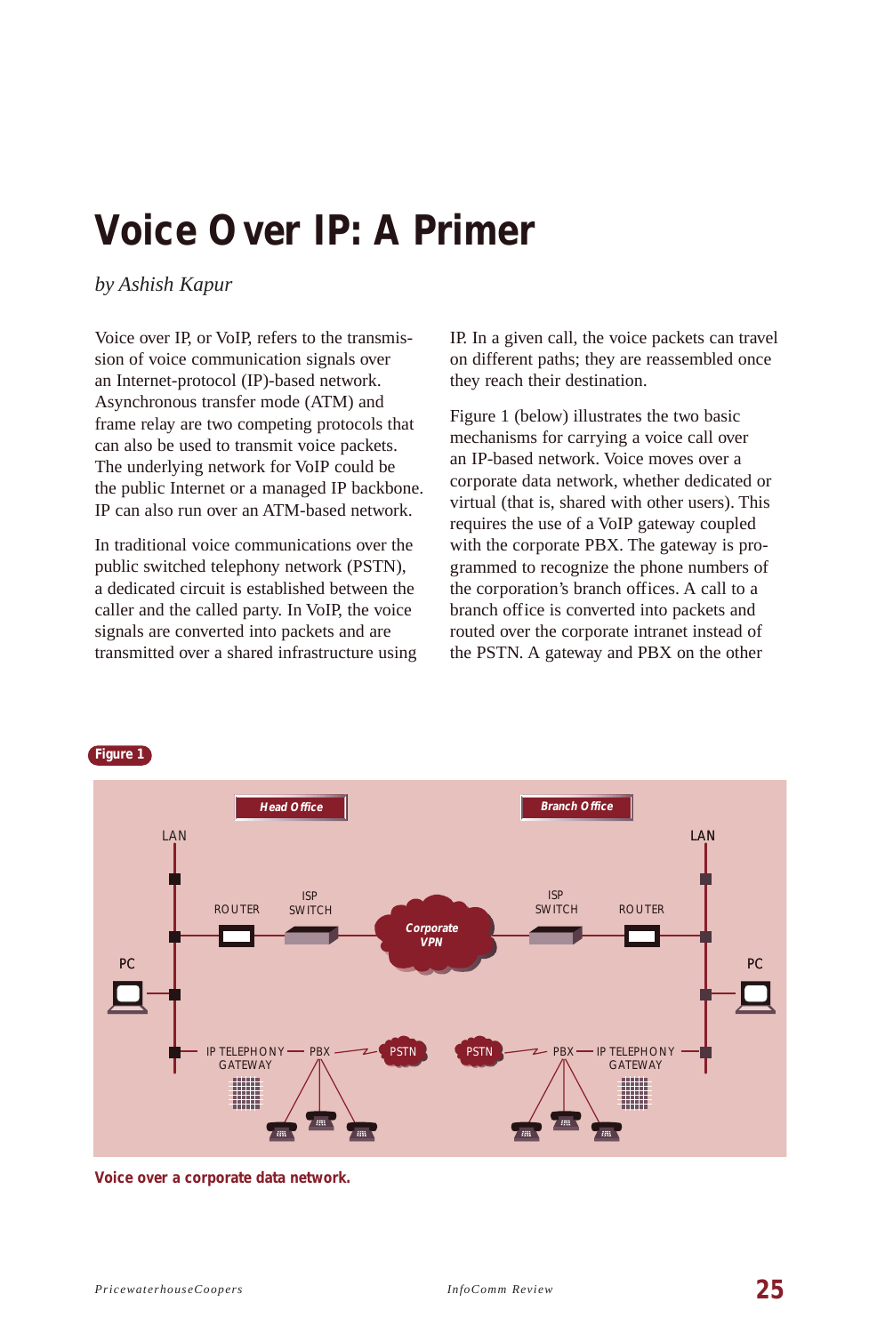# Voice Over IP: A Primer

*by Ashish Kapur*

Voice over IP, or VoIP, refers to the transmission of voice communication signals over an Internet-protocol (IP)-based network. Asynchronous transfer mode (ATM) and frame relay are two competing protocols that can also be used to transmit voice packets. The underlying network for VoIP could be the public Internet or a managed IP backbone. IP can also run over an ATM-based network.

In traditional voice communications over the public switched telephony network (PSTN), a dedicated circuit is established between the caller and the called party. In VoIP, the voice signals are converted into packets and are transmitted over a shared infrastructure using IP. In a given call, the voice packets can travel on different paths; they are reassembled once they reach their destination.

Figure 1 (below) illustrates the two basic mechanisms for carrying a voice call over an IP-based network. Voice moves over a corporate data network, whether dedicated or virtual (that is, shared with other users). This requires the use of a VoIP gateway coupled with the corporate PBX. The gateway is programmed to recognize the phone numbers of the corporation's branch offices. A call to a branch office is converted into packets and routed over the corporate intranet instead of the PSTN. A gateway and PBX on the other

**Figure 1**

Head Office | Branch Office | LAN | ROUTER | ISP SWITCH | Corporate VPN | PC | IP TELEPHONY GATEWAY | PBX | PSTN

**Voice over a corporate data network.**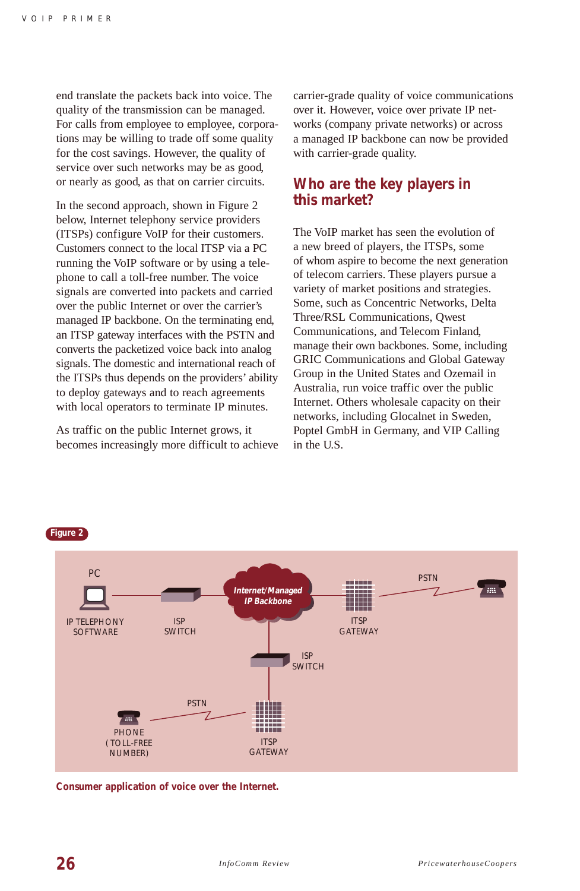end translate the packets back into voice. The quality of the transmission can be managed. For calls from employee to employee, corporations may be willing to trade off some quality for the cost savings. However, the quality of service over such networks may be as good, or nearly as good, as that on carrier circuits.

In the second approach, shown in Figure 2 below, Internet telephony service providers (ITSPs) configure VoIP for their customers. Customers connect to the local ITSP via a PC running the VoIP software or by using a telephone to call a toll-free number. The voice signals are converted into packets and carried over the public Internet or over the carrier's managed IP backbone. On the terminating end, an ITSP gateway interfaces with the PSTN and converts the packetized voice back into analog signals. The domestic and international reach of the ITSPs thus depends on the providers' ability to deploy gateways and to reach agreements with local operators to terminate IP minutes.

As traffic on the public Internet grows, it becomes increasingly more difficult to achieve carrier-grade quality of voice communications over it. However, voice over private IP networks (company private networks) or across a managed IP backbone can now be provided with carrier-grade quality.

## Who are the key players in this market?

The VoIP market has seen the evolution of a new breed of players, the ITSPs, some of whom aspire to become the next generation of telecom carriers. These players pursue a variety of market positions and strategies. Some, such as Concentric Networks, Delta Three/RSL Communications, Qwest Communications, and Telecom Finland, manage their own backbones. Some, including GRIC Communications and Global Gateway Group in the United States and Ozemail in Australia, run voice traffic over the public Internet. Others wholesale capacity on their networks, including Glocalnet in Sweden, Poptel GmbH in Germany, and VIP Calling in the U.S.

**Figure 2**

PC — IP TELEPHONY SOFTWARE — ISP SWITCH — Internet/Managed IP Backbone — ITSP GATEWAY — PSTN

ISP SWITCH — ITSP GATEWAY — PSTN — PHONE (TOLL-FREE NUMBER)

**Consumer application of voice over the Internet.**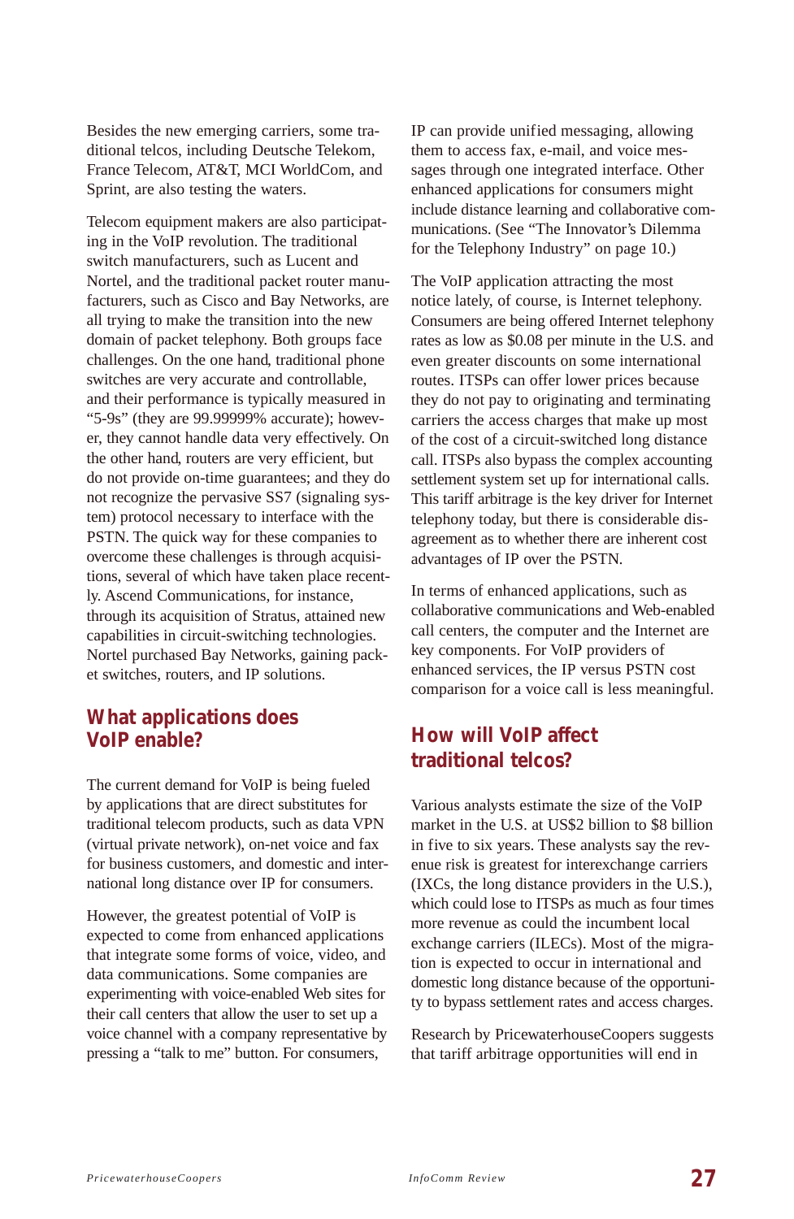Besides the new emerging carriers, some traditional telcos, including Deutsche Telekom, France Telecom, AT&T, MCI WorldCom, and Sprint, are also testing the waters.

Telecom equipment makers are also participating in the VoIP revolution. The traditional switch manufacturers, such as Lucent and Nortel, and the traditional packet router manufacturers, such as Cisco and Bay Networks, are all trying to make the transition into the new domain of packet telephony. Both groups face challenges. On the one hand, traditional phone switches are very accurate and controllable, and their performance is typically measured in "5-9s" (they are 99.99999% accurate); however, they cannot handle data very effectively. On the other hand, routers are very efficient, but do not provide on-time guarantees; and they do not recognize the pervasive SS7 (signaling system) protocol necessary to interface with the PSTN. The quick way for these companies to overcome these challenges is through acquisitions, several of which have taken place recently. Ascend Communications, for instance, through its acquisition of Stratus, attained new capabilities in circuit-switching technologies. Nortel purchased Bay Networks, gaining packet switches, routers, and IP solutions.

## What applications does VoIP enable?

The current demand for VoIP is being fueled by applications that are direct substitutes for traditional telecom products, such as data VPN (virtual private network), on-net voice and fax for business customers, and domestic and international long distance over IP for consumers.

However, the greatest potential of VoIP is expected to come from enhanced applications that integrate some forms of voice, video, and data communications. Some companies are experimenting with voice-enabled Web sites for their call centers that allow the user to set up a voice channel with a company representative by pressing a "talk to me" button. For consumers, IP can provide unified messaging, allowing them to access fax, e-mail, and voice messages through one integrated interface. Other enhanced applications for consumers might include distance learning and collaborative communications. (See "The Innovator's Dilemma for the Telephony Industry" on page 10.)

The VoIP application attracting the most notice lately, of course, is Internet telephony. Consumers are being offered Internet telephony rates as low as $0.08 per minute in the U.S. and even greater discounts on some international routes. ITSPs can offer lower prices because they do not pay to originating and terminating carriers the access charges that make up most of the cost of a circuit-switched long distance call. ITSPs also bypass the complex accounting settlement system set up for international calls. This tariff arbitrage is the key driver for Internet telephony today, but there is considerable disagreement as to whether there are inherent cost advantages of IP over the PSTN.

In terms of enhanced applications, such as collaborative communications and Web-enabled call centers, the computer and the Internet are key components. For VoIP providers of enhanced services, the IP versus PSTN cost comparison for a voice call is less meaningful.

## How will VoIP affect traditional telcos?

Various analysts estimate the size of the VoIP market in the U.S. at US$2 billion to $8 billion in five to six years. These analysts say the revenue risk is greatest for interexchange carriers (IXCs, the long distance providers in the U.S.), which could lose to ITSPs as much as four times more revenue as could the incumbent local exchange carriers (ILECs). Most of the migration is expected to occur in international and domestic long distance because of the opportunity to bypass settlement rates and access charges.

Research by PricewaterhouseCoopers suggests that tariff arbitrage opportunities will end in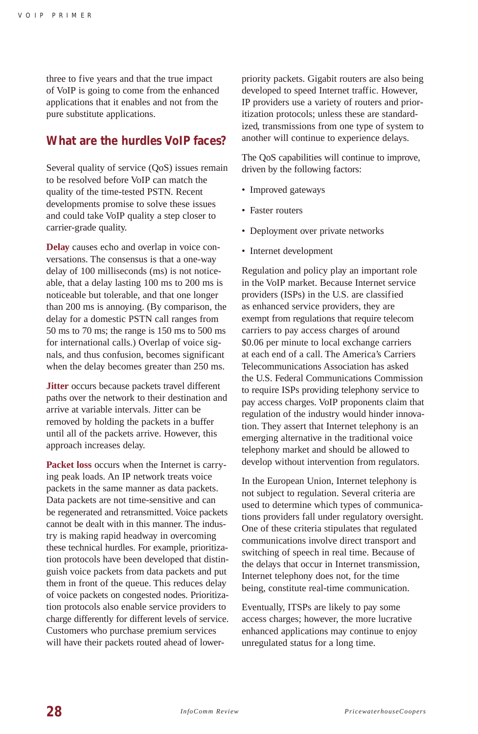three to five years and that the true impact of VoIP is going to come from the enhanced applications that it enables and not from the pure substitute applications.

## What are the hurdles VoIP faces?

Several quality of service (QoS) issues remain to be resolved before VoIP can match the quality of the time-tested PSTN. Recent developments promise to solve these issues and could take VoIP quality a step closer to carrier-grade quality.

**Delay** causes echo and overlap in voice conversations. The consensus is that a one-way delay of 100 milliseconds (ms) is not noticeable, that a delay lasting 100 ms to 200 ms is noticeable but tolerable, and that one longer than 200 ms is annoying. (By comparison, the delay for a domestic PSTN call ranges from 50 ms to 70 ms; the range is 150 ms to 500 ms for international calls.) Overlap of voice signals, and thus confusion, becomes significant when the delay becomes greater than 250 ms.

**Jitter** occurs because packets travel different paths over the network to their destination and arrive at variable intervals. Jitter can be removed by holding the packets in a buffer until all of the packets arrive. However, this approach increases delay.

**Packet loss** occurs when the Internet is carrying peak loads. An IP network treats voice packets in the same manner as data packets. Data packets are not time-sensitive and can be regenerated and retransmitted. Voice packets cannot be dealt with in this manner. The industry is making rapid headway in overcoming these technical hurdles. For example, prioritization protocols have been developed that distinguish voice packets from data packets and put them in front of the queue. This reduces delay of voice packets on congested nodes. Prioritization protocols also enable service providers to charge differently for different levels of service. Customers who purchase premium services will have their packets routed ahead of lower-priority packets. Gigabit routers are also being developed to speed Internet traffic. However, IP providers use a variety of routers and prioritization protocols; unless these are standardized, transmissions from one type of system to another will continue to experience delays.

The QoS capabilities will continue to improve, driven by the following factors:

- Improved gateways
- Faster routers
- Deployment over private networks
- Internet development

Regulation and policy play an important role in the VoIP market. Because Internet service providers (ISPs) in the U.S. are classified as enhanced service providers, they are exempt from regulations that require telecom carriers to pay access charges of around $0.06 per minute to local exchange carriers at each end of a call. The America's Carriers Telecommunications Association has asked the U.S. Federal Communications Commission to require ISPs providing telephony service to pay access charges. VoIP proponents claim that regulation of the industry would hinder innovation. They assert that Internet telephony is an emerging alternative in the traditional voice telephony market and should be allowed to develop without intervention from regulators.

In the European Union, Internet telephony is not subject to regulation. Several criteria are used to determine which types of communications providers fall under regulatory oversight. One of these criteria stipulates that regulated communications involve direct transport and switching of speech in real time. Because of the delays that occur in Internet transmission, Internet telephony does not, for the time being, constitute real-time communication.

Eventually, ITSPs are likely to pay some access charges; however, the more lucrative enhanced applications may continue to enjoy unregulated status for a long time.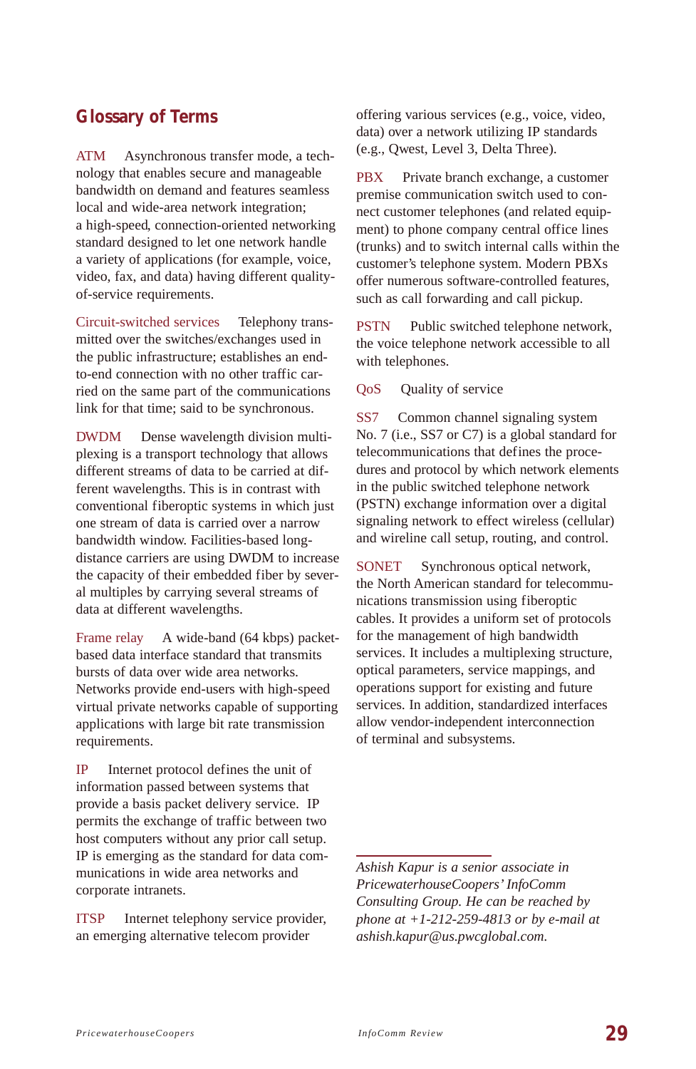## Glossary of Terms

**ATM** Asynchronous transfer mode, a technology that enables secure and manageable bandwidth on demand and features seamless local and wide-area network integration; a high-speed, connection-oriented networking standard designed to let one network handle a variety of applications (for example, voice, video, fax, and data) having different quality-of-service requirements.

**Circuit-switched services** Telephony transmitted over the switches/exchanges used in the public infrastructure; establishes an end-to-end connection with no other traffic carried on the same part of the communications link for that time; said to be synchronous.

**DWDM** Dense wavelength division multiplexing is a transport technology that allows different streams of data to be carried at different wavelengths. This is in contrast with conventional fiberoptic systems in which just one stream of data is carried over a narrow bandwidth window. Facilities-based long-distance carriers are using DWDM to increase the capacity of their embedded fiber by several multiples by carrying several streams of data at different wavelengths.

**Frame relay** A wide-band (64 kbps) packet-based data interface standard that transmits bursts of data over wide area networks. Networks provide end-users with high-speed virtual private networks capable of supporting applications with large bit rate transmission requirements.

**IP** Internet protocol defines the unit of information passed between systems that provide a basis packet delivery service. IP permits the exchange of traffic between two host computers without any prior call setup. IP is emerging as the standard for data communications in wide area networks and corporate intranets.

**ITSP** Internet telephony service provider, an emerging alternative telecom provider offering various services (e.g., voice, video, data) over a network utilizing IP standards (e.g., Qwest, Level 3, Delta Three).

**PBX** Private branch exchange, a customer premise communication switch used to connect customer telephones (and related equipment) to phone company central office lines (trunks) and to switch internal calls within the customer's telephone system. Modern PBXs offer numerous software-controlled features, such as call forwarding and call pickup.

**PSTN** Public switched telephone network, the voice telephone network accessible to all with telephones.

**QoS** Quality of service

**SS7** Common channel signaling system No. 7 (i.e., SS7 or C7) is a global standard for telecommunications that defines the procedures and protocol by which network elements in the public switched telephone network (PSTN) exchange information over a digital signaling network to effect wireless (cellular) and wireline call setup, routing, and control.

**SONET** Synchronous optical network, the North American standard for telecommunications transmission using fiberoptic cables. It provides a uniform set of protocols for the management of high bandwidth services. It includes a multiplexing structure, optical parameters, service mappings, and operations support for existing and future services. In addition, standardized interfaces allow vendor-independent interconnection of terminal and subsystems.

---

*Ashish Kapur is a senior associate in PricewaterhouseCoopers' InfoComm Consulting Group. He can be reached by phone at +1-212-259-4813 or by e-mail at ashish.kapur@us.pwcglobal.com.*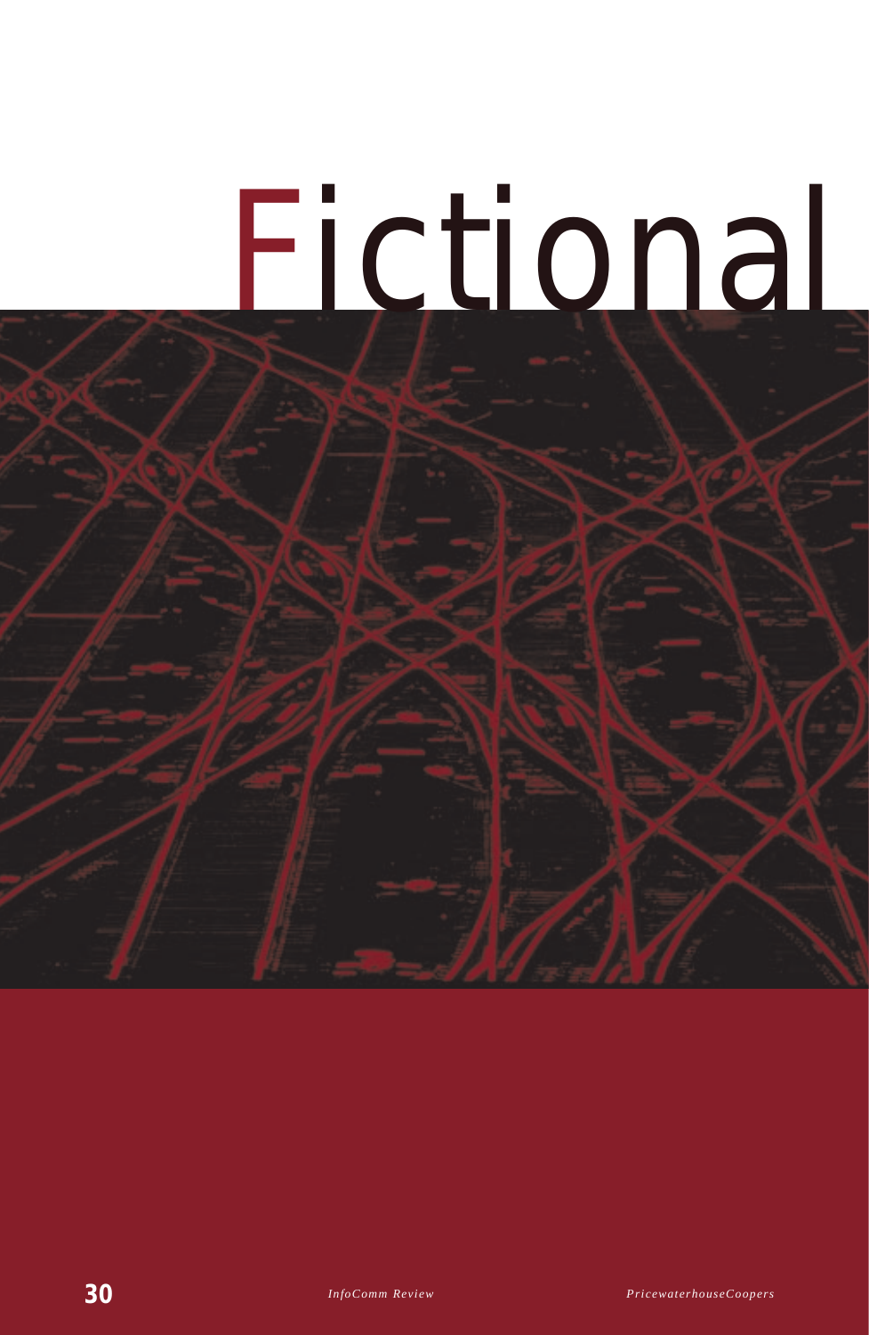# Fictional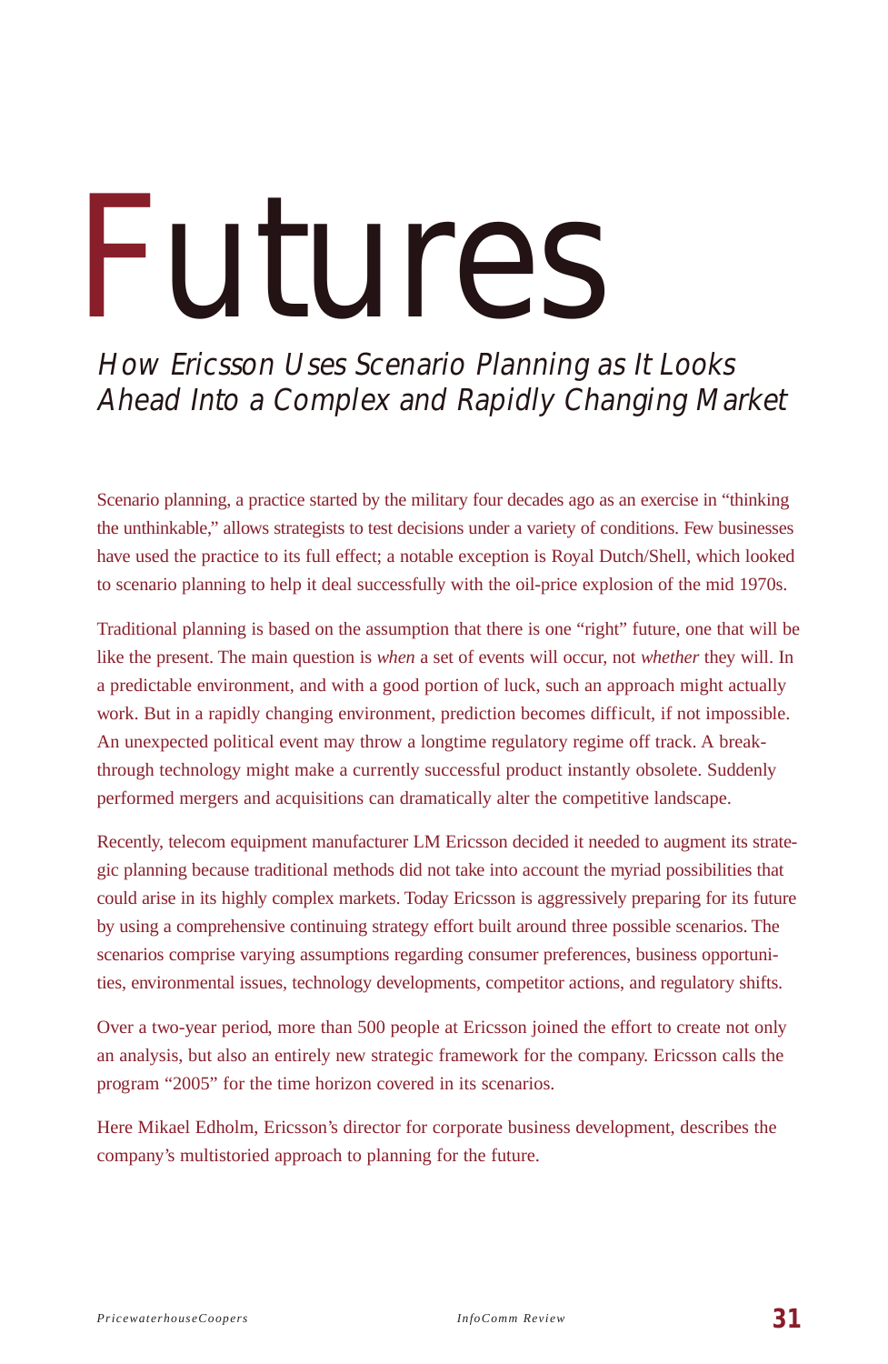# Futures

## *How Ericsson Uses Scenario Planning as It Looks Ahead Into a Complex and Rapidly Changing Market*

Scenario planning, a practice started by the military four decades ago as an exercise in "thinking the unthinkable," allows strategists to test decisions under a variety of conditions. Few businesses have used the practice to its full effect; a notable exception is Royal Dutch/Shell, which looked to scenario planning to help it deal successfully with the oil-price explosion of the mid 1970s.

Traditional planning is based on the assumption that there is one "right" future, one that will be like the present. The main question is *when* a set of events will occur, not *whether* they will. In a predictable environment, and with a good portion of luck, such an approach might actually work. But in a rapidly changing environment, prediction becomes difficult, if not impossible. An unexpected political event may throw a longtime regulatory regime off track. A breakthrough technology might make a currently successful product instantly obsolete. Suddenly performed mergers and acquisitions can dramatically alter the competitive landscape.

Recently, telecom equipment manufacturer LM Ericsson decided it needed to augment its strategic planning because traditional methods did not take into account the myriad possibilities that could arise in its highly complex markets. Today Ericsson is aggressively preparing for its future by using a comprehensive continuing strategy effort built around three possible scenarios. The scenarios comprise varying assumptions regarding consumer preferences, business opportunities, environmental issues, technology developments, competitor actions, and regulatory shifts.

Over a two-year period, more than 500 people at Ericsson joined the effort to create not only an analysis, but also an entirely new strategic framework for the company. Ericsson calls the program "2005" for the time horizon covered in its scenarios.

Here Mikael Edholm, Ericsson's director for corporate business development, describes the company's multistoried approach to planning for the future.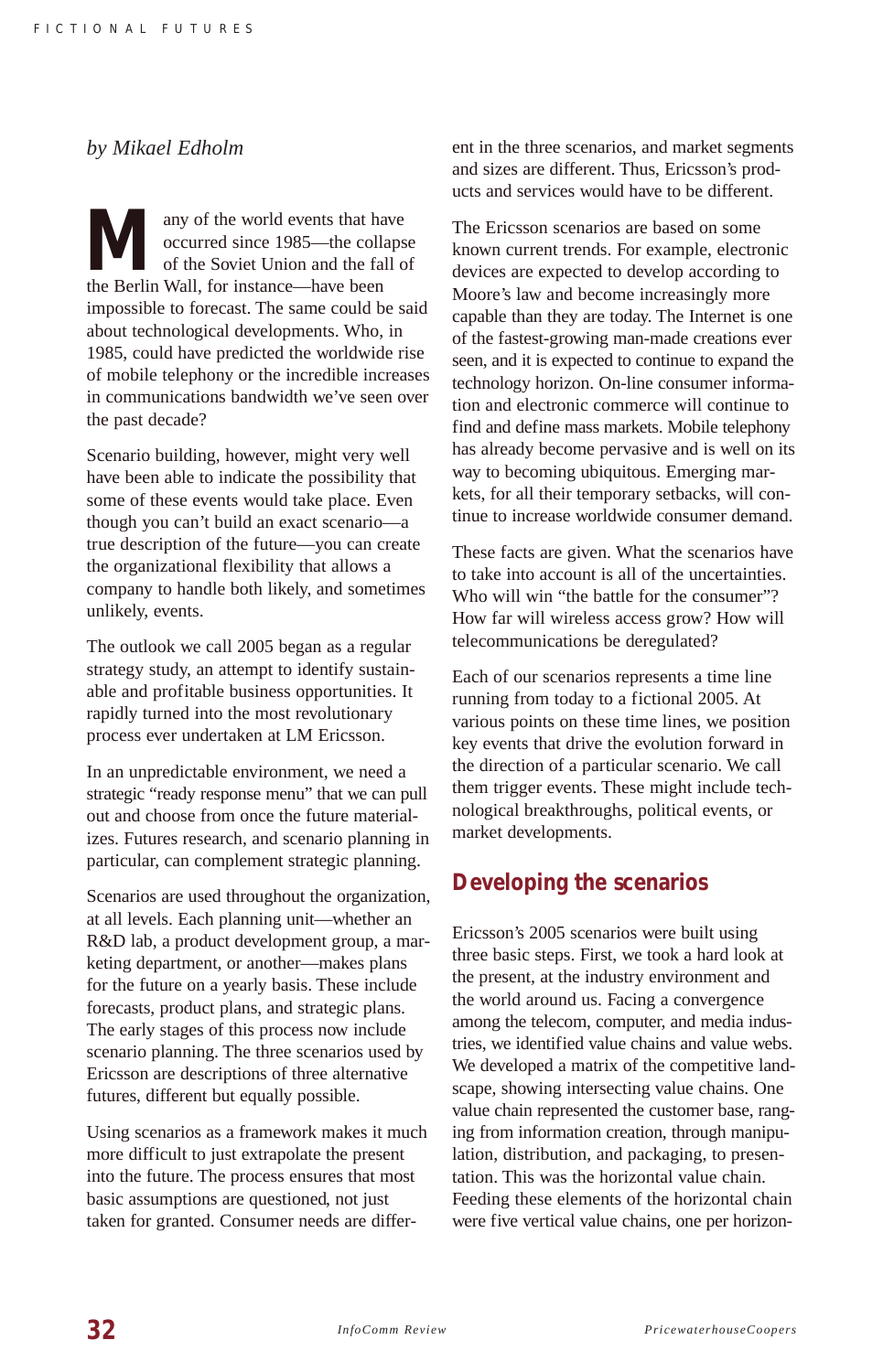*by Mikael Edholm*

Many of the world events that have occurred since 1985—the collapse of the Soviet Union and the fall of the Berlin Wall, for instance—have been impossible to forecast. The same could be said about technological developments. Who, in 1985, could have predicted the worldwide rise of mobile telephony or the incredible increases in communications bandwidth we've seen over the past decade?

Scenario building, however, might very well have been able to indicate the possibility that some of these events would take place. Even though you can't build an exact scenario—a true description of the future—you can create the organizational flexibility that allows a company to handle both likely, and sometimes unlikely, events.

The outlook we call 2005 began as a regular strategy study, an attempt to identify sustainable and profitable business opportunities. It rapidly turned into the most revolutionary process ever undertaken at LM Ericsson.

In an unpredictable environment, we need a strategic "ready response menu" that we can pull out and choose from once the future materializes. Futures research, and scenario planning in particular, can complement strategic planning.

Scenarios are used throughout the organization, at all levels. Each planning unit—whether an R&D lab, a product development group, a marketing department, or another—makes plans for the future on a yearly basis. These include forecasts, product plans, and strategic plans. The early stages of this process now include scenario planning. The three scenarios used by Ericsson are descriptions of three alternative futures, different but equally possible.

Using scenarios as a framework makes it much more difficult to just extrapolate the present into the future. The process ensures that most basic assumptions are questioned, not just taken for granted. Consumer needs are different in the three scenarios, and market segments and sizes are different. Thus, Ericsson's products and services would have to be different.

The Ericsson scenarios are based on some known current trends. For example, electronic devices are expected to develop according to Moore's law and become increasingly more capable than they are today. The Internet is one of the fastest-growing man-made creations ever seen, and it is expected to continue to expand the technology horizon. On-line consumer information and electronic commerce will continue to find and define mass markets. Mobile telephony has already become pervasive and is well on its way to becoming ubiquitous. Emerging markets, for all their temporary setbacks, will continue to increase worldwide consumer demand.

These facts are given. What the scenarios have to take into account is all of the uncertainties. Who will win "the battle for the consumer"? How far will wireless access grow? How will telecommunications be deregulated?

Each of our scenarios represents a time line running from today to a fictional 2005. At various points on these time lines, we position key events that drive the evolution forward in the direction of a particular scenario. We call them trigger events. These might include technological breakthroughs, political events, or market developments.

## Developing the scenarios

Ericsson's 2005 scenarios were built using three basic steps. First, we took a hard look at the present, at the industry environment and the world around us. Facing a convergence among the telecom, computer, and media industries, we identified value chains and value webs. We developed a matrix of the competitive landscape, showing intersecting value chains. One value chain represented the customer base, ranging from information creation, through manipulation, distribution, and packaging, to presentation. This was the horizontal value chain. Feeding these elements of the horizontal chain were five vertical value chains, one per horizon-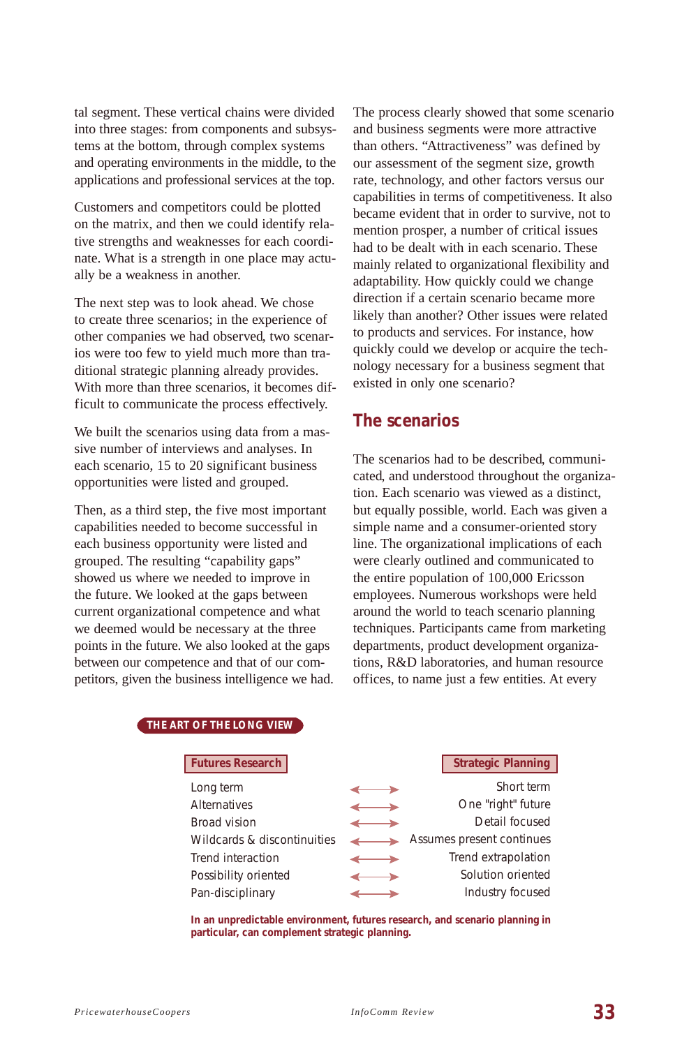tal segment. These vertical chains were divided into three stages: from components and subsystems at the bottom, through complex systems and operating environments in the middle, to the applications and professional services at the top.

Customers and competitors could be plotted on the matrix, and then we could identify relative strengths and weaknesses for each coordinate. What is a strength in one place may actually be a weakness in another.

The next step was to look ahead. We chose to create three scenarios; in the experience of other companies we had observed, two scenarios were too few to yield much more than traditional strategic planning already provides. With more than three scenarios, it becomes difficult to communicate the process effectively.

We built the scenarios using data from a massive number of interviews and analyses. In each scenario, 15 to 20 significant business opportunities were listed and grouped.

Then, as a third step, the five most important capabilities needed to become successful in each business opportunity were listed and grouped. The resulting "capability gaps" showed us where we needed to improve in the future. We looked at the gaps between current organizational competence and what we deemed would be necessary at the three points in the future. We also looked at the gaps between our competence and that of our competitors, given the business intelligence we had.

The process clearly showed that some scenario and business segments were more attractive than others. "Attractiveness" was defined by our assessment of the segment size, growth rate, technology, and other factors versus our capabilities in terms of competitiveness. It also became evident that in order to survive, not to mention prosper, a number of critical issues had to be dealt with in each scenario. These mainly related to organizational flexibility and adaptability. How quickly could we change direction if a certain scenario became more likely than another? Other issues were related to products and services. For instance, how quickly could we develop or acquire the technology necessary for a business segment that existed in only one scenario?

## The scenarios

The scenarios had to be described, communicated, and understood throughout the organization. Each scenario was viewed as a distinct, but equally possible, world. Each was given a simple name and a consumer-oriented story line. The organizational implications of each were clearly outlined and communicated to the entire population of 100,000 Ericsson employees. Numerous workshops were held around the world to teach scenario planning techniques. Participants came from marketing departments, product development organizations, R&D laboratories, and human resource offices, to name just a few entities. At every

**THE ART OF THE LONG VIEW**

| Futures Research | | Strategic Planning |
|---|---|---|
| Long term | ⟷ | Short term |
| Alternatives | ⟷ | One "right" future |
| Broad vision | ⟷ | Detail focused |
| Wildcards & discontinuities | ⟷ | Assumes present continues |
| Trend interaction | ⟷ | Trend extrapolation |
| Possibility oriented | ⟷ | Solution oriented |
| Pan-disciplinary | ⟷ | Industry focused |

**In an unpredictable environment, futures research, and scenario planning in particular, can complement strategic planning.**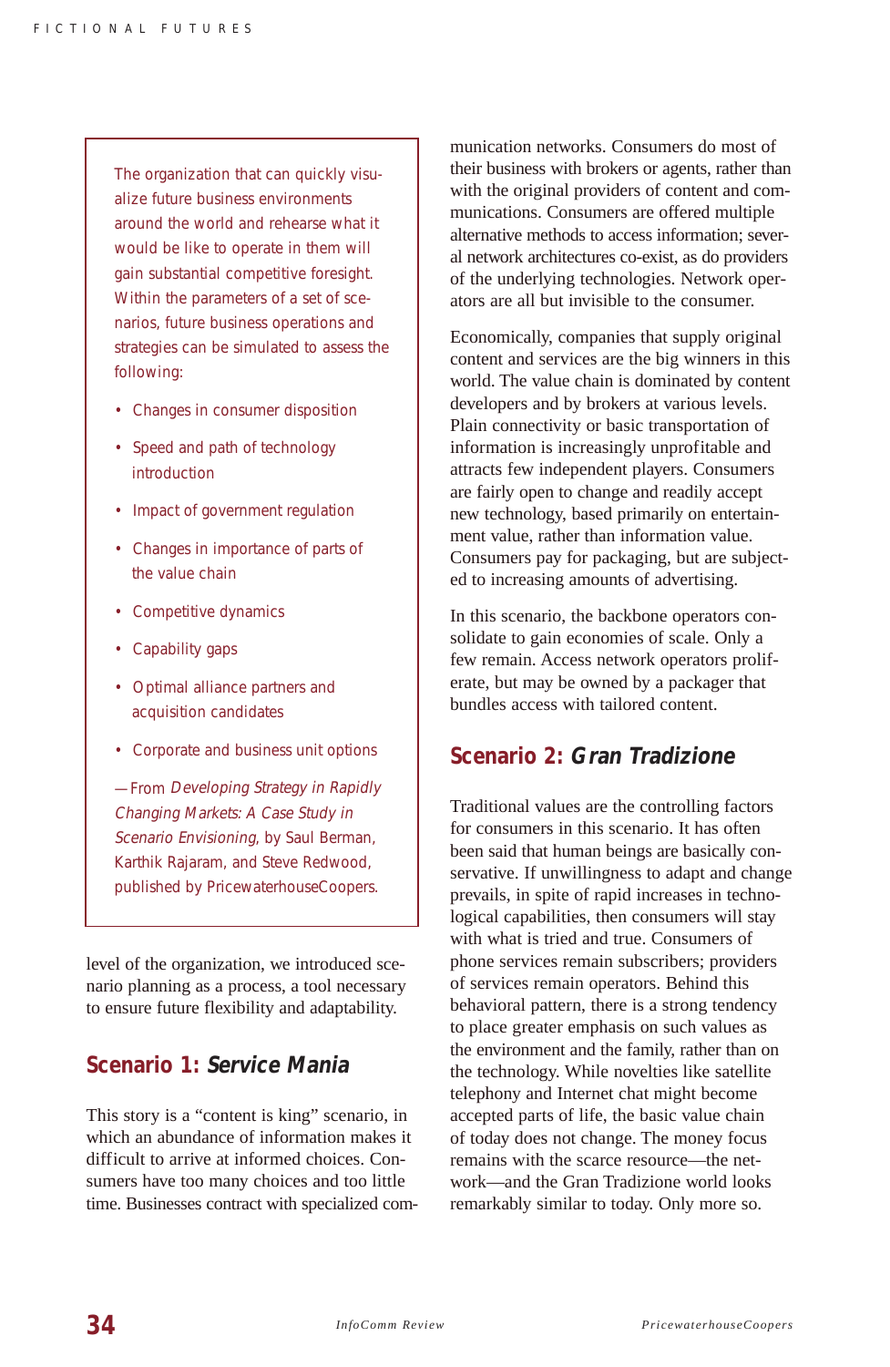The organization that can quickly visualize future business environments around the world and rehearse what it would be like to operate in them will gain substantial competitive foresight. Within the parameters of a set of scenarios, future business operations and strategies can be simulated to assess the following:

- Changes in consumer disposition
- Speed and path of technology introduction
- Impact of government regulation
- Changes in importance of parts of the value chain
- Competitive dynamics
- Capability gaps
- Optimal alliance partners and acquisition candidates
- Corporate and business unit options

—From *Developing Strategy in Rapidly Changing Markets: A Case Study in Scenario Envisioning*, by Saul Berman, Karthik Rajaram, and Steve Redwood, published by PricewaterhouseCoopers.

level of the organization, we introduced scenario planning as a process, a tool necessary to ensure future flexibility and adaptability.

## Scenario 1: *Service Mania*

This story is a "content is king" scenario, in which an abundance of information makes it difficult to arrive at informed choices. Consumers have too many choices and too little time. Businesses contract with specialized communication networks. Consumers do most of their business with brokers or agents, rather than with the original providers of content and communications. Consumers are offered multiple alternative methods to access information; several network architectures co-exist, as do providers of the underlying technologies. Network operators are all but invisible to the consumer.

Economically, companies that supply original content and services are the big winners in this world. The value chain is dominated by content developers and by brokers at various levels. Plain connectivity or basic transportation of information is increasingly unprofitable and attracts few independent players. Consumers are fairly open to change and readily accept new technology, based primarily on entertainment value, rather than information value. Consumers pay for packaging, but are subjected to increasing amounts of advertising.

In this scenario, the backbone operators consolidate to gain economies of scale. Only a few remain. Access network operators proliferate, but may be owned by a packager that bundles access with tailored content.

## Scenario 2: *Gran Tradizione*

Traditional values are the controlling factors for consumers in this scenario. It has often been said that human beings are basically conservative. If unwillingness to adapt and change prevails, in spite of rapid increases in technological capabilities, then consumers will stay with what is tried and true. Consumers of phone services remain subscribers; providers of services remain operators. Behind this behavioral pattern, there is a strong tendency to place greater emphasis on such values as the environment and the family, rather than on the technology. While novelties like satellite telephony and Internet chat might become accepted parts of life, the basic value chain of today does not change. The money focus remains with the scarce resource—the network—and the Gran Tradizione world looks remarkably similar to today. Only more so.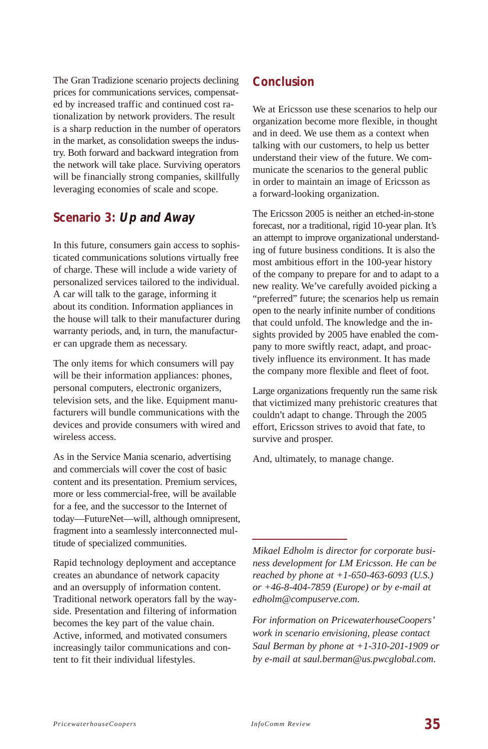The Gran Tradizione scenario projects declining prices for communications services, compensated by increased traffic and continued cost rationalization by network providers. The result is a sharp reduction in the number of operators in the market, as consolidation sweeps the industry. Both forward and backward integration from the network will take place. Surviving operators will be financially strong companies, skillfully leveraging economies of scale and scope.

## Scenario 3: *Up and Away*

In this future, consumers gain access to sophisticated communications solutions virtually free of charge. These will include a wide variety of personalized services tailored to the individual. A car will talk to the garage, informing it about its condition. Information appliances in the house will talk to their manufacturer during warranty periods, and, in turn, the manufacturer can upgrade them as necessary.

The only items for which consumers will pay will be their information appliances: phones, personal computers, electronic organizers, television sets, and the like. Equipment manufacturers will bundle communications with the devices and provide consumers with wired and wireless access.

As in the Service Mania scenario, advertising and commercials will cover the cost of basic content and its presentation. Premium services, more or less commercial-free, will be available for a fee, and the successor to the Internet of today—FutureNet—will, although omnipresent, fragment into a seamlessly interconnected multitude of specialized communities.

Rapid technology deployment and acceptance creates an abundance of network capacity and an oversupply of information content. Traditional network operators fall by the wayside. Presentation and filtering of information becomes the key part of the value chain. Active, informed, and motivated consumers increasingly tailor communications and content to fit their individual lifestyles.

## Conclusion

We at Ericsson use these scenarios to help our organization become more flexible, in thought and in deed. We use them as a context when talking with our customers, to help us better understand their view of the future. We communicate the scenarios to the general public in order to maintain an image of Ericsson as a forward-looking organization.

The Ericsson 2005 is neither an etched-in-stone forecast, nor a traditional, rigid 10-year plan. It's an attempt to improve organizational understanding of future business conditions. It is also the most ambitious effort in the 100-year history of the company to prepare for and to adapt to a new reality. We've carefully avoided picking a "preferred" future; the scenarios help us remain open to the nearly infinite number of conditions that could unfold. The knowledge and the insights provided by 2005 have enabled the company to more swiftly react, adapt, and proactively influence its environment. It has made the company more flexible and fleet of foot.

Large organizations frequently run the same risk that victimized many prehistoric creatures that couldn't adapt to change. Through the 2005 effort, Ericsson strives to avoid that fate, to survive and prosper.

And, ultimately, to manage change.

---

*Mikael Edholm is director for corporate business development for LM Ericsson. He can be reached by phone at +1-650-463-6093 (U.S.) or +46-8-404-7859 (Europe) or by e-mail at edholm@compuserve.com.*

*For information on PricewaterhouseCoopers' work in scenario envisioning, please contact Saul Berman by phone at +1-310-201-1909 or by e-mail at saul.berman@us.pwcglobal.com.*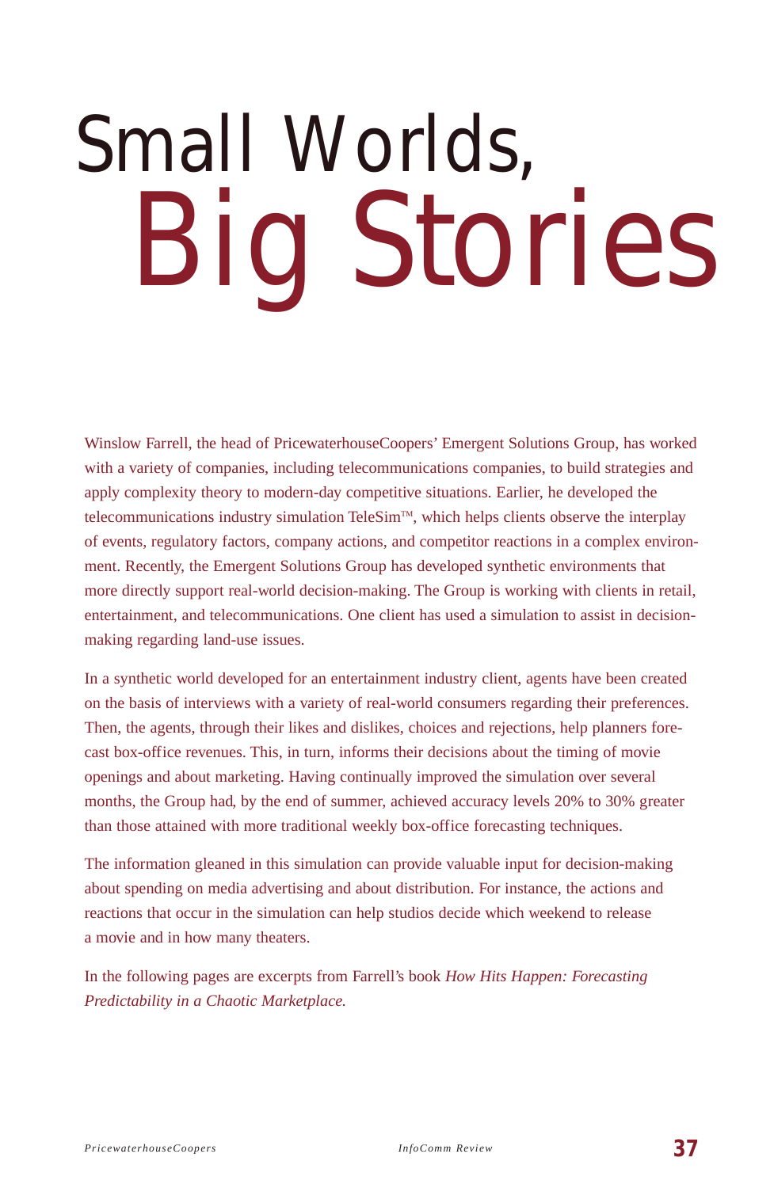# Small Worlds, Big Stories

Winslow Farrell, the head of PricewaterhouseCoopers' Emergent Solutions Group, has worked with a variety of companies, including telecommunications companies, to build strategies and apply complexity theory to modern-day competitive situations. Earlier, he developed the telecommunications industry simulation TeleSim™, which helps clients observe the interplay of events, regulatory factors, company actions, and competitor reactions in a complex environment. Recently, the Emergent Solutions Group has developed synthetic environments that more directly support real-world decision-making. The Group is working with clients in retail, entertainment, and telecommunications. One client has used a simulation to assist in decision-making regarding land-use issues.

In a synthetic world developed for an entertainment industry client, agents have been created on the basis of interviews with a variety of real-world consumers regarding their preferences. Then, the agents, through their likes and dislikes, choices and rejections, help planners forecast box-office revenues. This, in turn, informs their decisions about the timing of movie openings and about marketing. Having continually improved the simulation over several months, the Group had, by the end of summer, achieved accuracy levels 20% to 30% greater than those attained with more traditional weekly box-office forecasting techniques.

The information gleaned in this simulation can provide valuable input for decision-making about spending on media advertising and about distribution. For instance, the actions and reactions that occur in the simulation can help studios decide which weekend to release a movie and in how many theaters.

In the following pages are excerpts from Farrell's book *How Hits Happen: Forecasting Predictability in a Chaotic Marketplace.*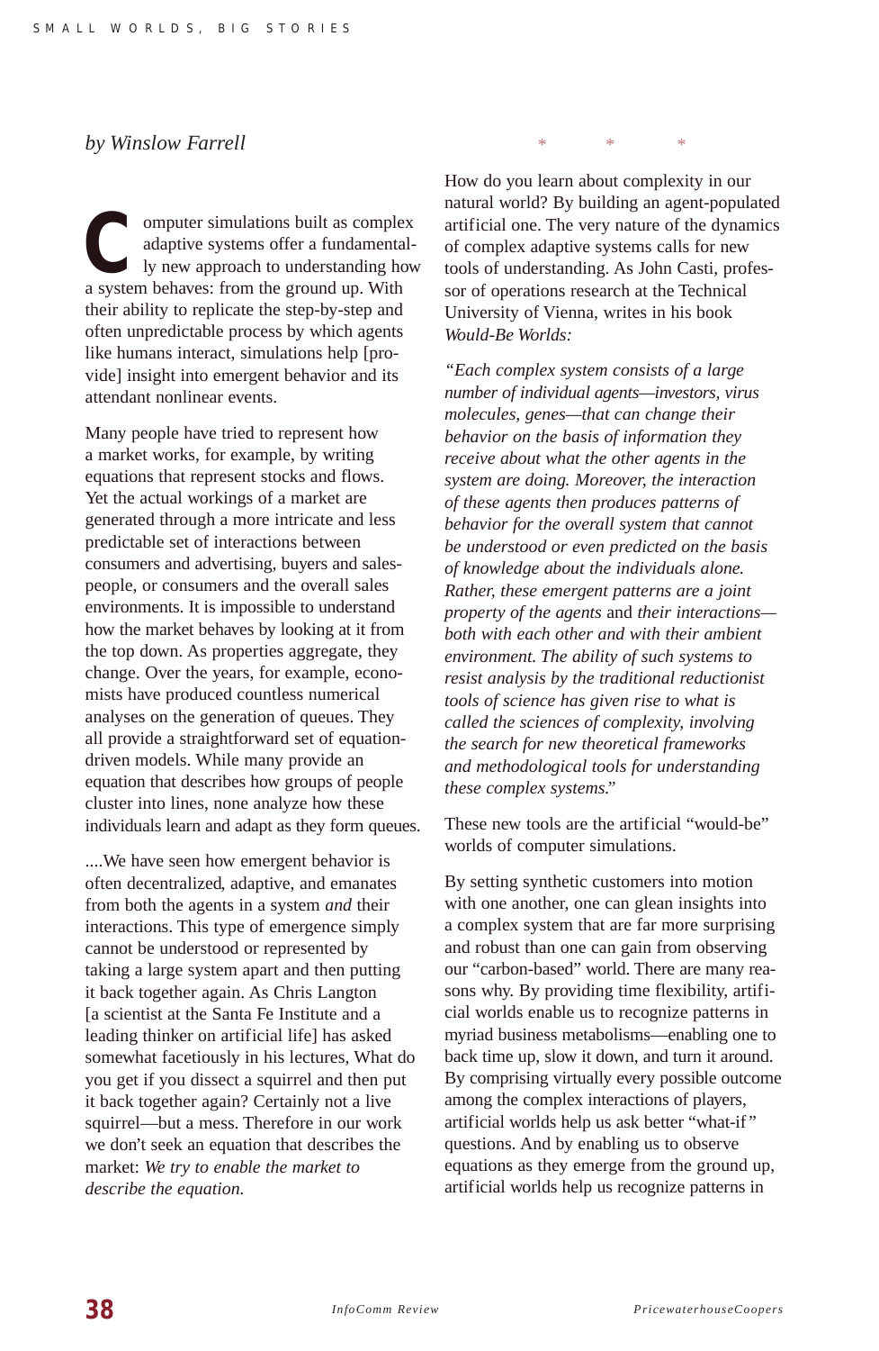*by Winslow Farrell*

Computer simulations built as complex adaptive systems offer a fundamentally new approach to understanding how a system behaves: from the ground up. With their ability to replicate the step-by-step and often unpredictable process by which agents like humans interact, simulations help [provide] insight into emergent behavior and its attendant nonlinear events.

Many people have tried to represent how a market works, for example, by writing equations that represent stocks and flows. Yet the actual workings of a market are generated through a more intricate and less predictable set of interactions between consumers and advertising, buyers and salespeople, or consumers and the overall sales environments. It is impossible to understand how the market behaves by looking at it from the top down. As properties aggregate, they change. Over the years, for example, economists have produced countless numerical analyses on the generation of queues. They all provide a straightforward set of equation-driven models. While many provide an equation that describes how groups of people cluster into lines, none analyze how these individuals learn and adapt as they form queues.

....We have seen how emergent behavior is often decentralized, adaptive, and emanates from both the agents in a system *and* their interactions. This type of emergence simply cannot be understood or represented by taking a large system apart and then putting it back together again. As Chris Langton [a scientist at the Santa Fe Institute and a leading thinker on artificial life] has asked somewhat facetiously in his lectures, What do you get if you dissect a squirrel and then put it back together again? Certainly not a live squirrel—but a mess. Therefore in our work we don't seek an equation that describes the market: *We try to enable the market to describe the equation.*

\* \* \*

How do you learn about complexity in our natural world? By building an agent-populated artificial one. The very nature of the dynamics of complex adaptive systems calls for new tools of understanding. As John Casti, professor of operations research at the Technical University of Vienna, writes in his book *Would-Be Worlds:*

*"Each complex system consists of a large number of individual agents—investors, virus molecules, genes—that can change their behavior on the basis of information they receive about what the other agents in the system are doing. Moreover, the interaction of these agents then produces patterns of behavior for the overall system that cannot be understood or even predicted on the basis of knowledge about the individuals alone. Rather, these emergent patterns are a joint property of the agents* and *their interactions—both with each other and with their ambient environment. The ability of such systems to resist analysis by the traditional reductionist tools of science has given rise to what is called the sciences of complexity, involving the search for new theoretical frameworks and methodological tools for understanding these complex systems."*

These new tools are the artificial "would-be" worlds of computer simulations.

By setting synthetic customers into motion with one another, one can glean insights into a complex system that are far more surprising and robust than one can gain from observing our "carbon-based" world. There are many reasons why. By providing time flexibility, artificial worlds enable us to recognize patterns in myriad business metabolisms—enabling one to back time up, slow it down, and turn it around. By comprising virtually every possible outcome among the complex interactions of players, artificial worlds help us ask better "what-if" questions. And by enabling us to observe equations as they emerge from the ground up, artificial worlds help us recognize patterns in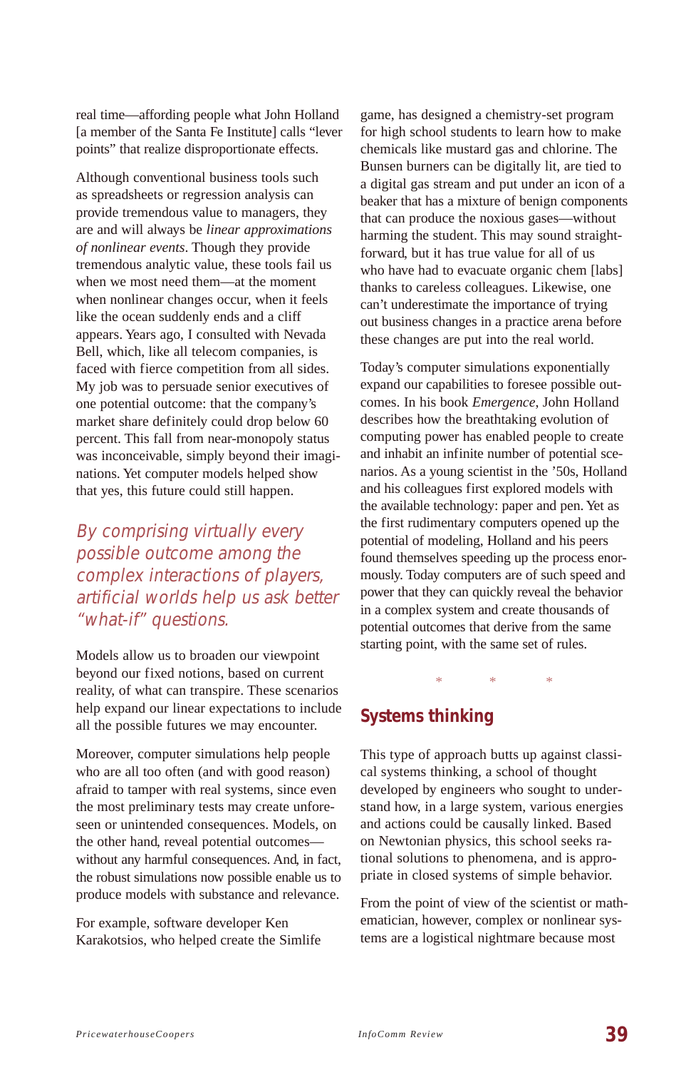real time—affording people what John Holland [a member of the Santa Fe Institute] calls "lever points" that realize disproportionate effects.

Although conventional business tools such as spreadsheets or regression analysis can provide tremendous value to managers, they are and will always be *linear approximations of nonlinear events*. Though they provide tremendous analytic value, these tools fail us when we most need them—at the moment when nonlinear changes occur, when it feels like the ocean suddenly ends and a cliff appears. Years ago, I consulted with Nevada Bell, which, like all telecom companies, is faced with fierce competition from all sides. My job was to persuade senior executives of one potential outcome: that the company's market share definitely could drop below 60 percent. This fall from near-monopoly status was inconceivable, simply beyond their imaginations. Yet computer models helped show that yes, this future could still happen.

*By comprising virtually every possible outcome among the complex interactions of players, artificial worlds help us ask better "what-if" questions.*

Models allow us to broaden our viewpoint beyond our fixed notions, based on current reality, of what can transpire. These scenarios help expand our linear expectations to include all the possible futures we may encounter.

Moreover, computer simulations help people who are all too often (and with good reason) afraid to tamper with real systems, since even the most preliminary tests may create unforeseen or unintended consequences. Models, on the other hand, reveal potential outcomes—without any harmful consequences. And, in fact, the robust simulations now possible enable us to produce models with substance and relevance.

For example, software developer Ken Karakotsios, who helped create the Simlife game, has designed a chemistry-set program for high school students to learn how to make chemicals like mustard gas and chlorine. The Bunsen burners can be digitally lit, are tied to a digital gas stream and put under an icon of a beaker that has a mixture of benign components that can produce the noxious gases—without harming the student. This may sound straightforward, but it has true value for all of us who have had to evacuate organic chem [labs] thanks to careless colleagues. Likewise, one can't underestimate the importance of trying out business changes in a practice arena before these changes are put into the real world.

Today's computer simulations exponentially expand our capabilities to foresee possible outcomes. In his book *Emergence*, John Holland describes how the breathtaking evolution of computing power has enabled people to create and inhabit an infinite number of potential scenarios. As a young scientist in the '50s, Holland and his colleagues first explored models with the available technology: paper and pen. Yet as the first rudimentary computers opened up the potential of modeling, Holland and his peers found themselves speeding up the process enormously. Today computers are of such speed and power that they can quickly reveal the behavior in a complex system and create thousands of potential outcomes that derive from the same starting point, with the same set of rules.

\* \* \*

## Systems thinking

This type of approach butts up against classical systems thinking, a school of thought developed by engineers who sought to understand how, in a large system, various energies and actions could be causally linked. Based on Newtonian physics, this school seeks rational solutions to phenomena, and is appropriate in closed systems of simple behavior.

From the point of view of the scientist or mathematician, however, complex or nonlinear systems are a logistical nightmare because most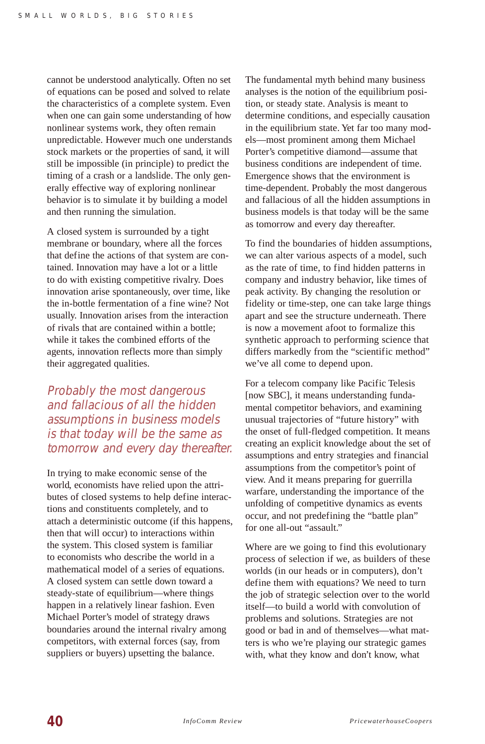cannot be understood analytically. Often no set of equations can be posed and solved to relate the characteristics of a complete system. Even when one can gain some understanding of how nonlinear systems work, they often remain unpredictable. However much one understands stock markets or the properties of sand, it will still be impossible (in principle) to predict the timing of a crash or a landslide. The only generally effective way of exploring nonlinear behavior is to simulate it by building a model and then running the simulation.

A closed system is surrounded by a tight membrane or boundary, where all the forces that define the actions of that system are contained. Innovation may have a lot or a little to do with existing competitive rivalry. Does innovation arise spontaneously, over time, like the in-bottle fermentation of a fine wine? Not usually. Innovation arises from the interaction of rivals that are contained within a bottle; while it takes the combined efforts of the agents, innovation reflects more than simply their aggregated qualities.

> *Probably the most dangerous and fallacious of all the hidden assumptions in business models is that today will be the same as tomorrow and every day thereafter.*

In trying to make economic sense of the world, economists have relied upon the attributes of closed systems to help define interactions and constituents completely, and to attach a deterministic outcome (if this happens, then that will occur) to interactions within the system. This closed system is familiar to economists who describe the world in a mathematical model of a series of equations. A closed system can settle down toward a steady-state of equilibrium—where things happen in a relatively linear fashion. Even Michael Porter's model of strategy draws boundaries around the internal rivalry among competitors, with external forces (say, from suppliers or buyers) upsetting the balance.

The fundamental myth behind many business analyses is the notion of the equilibrium position, or steady state. Analysis is meant to determine conditions, and especially causation in the equilibrium state. Yet far too many models—most prominent among them Michael Porter's competitive diamond—assume that business conditions are independent of time. Emergence shows that the environment is time-dependent. Probably the most dangerous and fallacious of all the hidden assumptions in business models is that today will be the same as tomorrow and every day thereafter.

To find the boundaries of hidden assumptions, we can alter various aspects of a model, such as the rate of time, to find hidden patterns in company and industry behavior, like times of peak activity. By changing the resolution or fidelity or time-step, one can take large things apart and see the structure underneath. There is now a movement afoot to formalize this synthetic approach to performing science that differs markedly from the "scientific method" we've all come to depend upon.

For a telecom company like Pacific Telesis [now SBC], it means understanding fundamental competitor behaviors, and examining unusual trajectories of "future history" with the onset of full-fledged competition. It means creating an explicit knowledge about the set of assumptions and entry strategies and financial assumptions from the competitor's point of view. And it means preparing for guerrilla warfare, understanding the importance of the unfolding of competitive dynamics as events occur, and not predefining the "battle plan" for one all-out "assault."

Where are we going to find this evolutionary process of selection if we, as builders of these worlds (in our heads or in computers), don't define them with equations? We need to turn the job of strategic selection over to the world itself—to build a world with convolution of problems and solutions. Strategies are not good or bad in and of themselves—what matters is who we're playing our strategic games with, what they know and don't know, what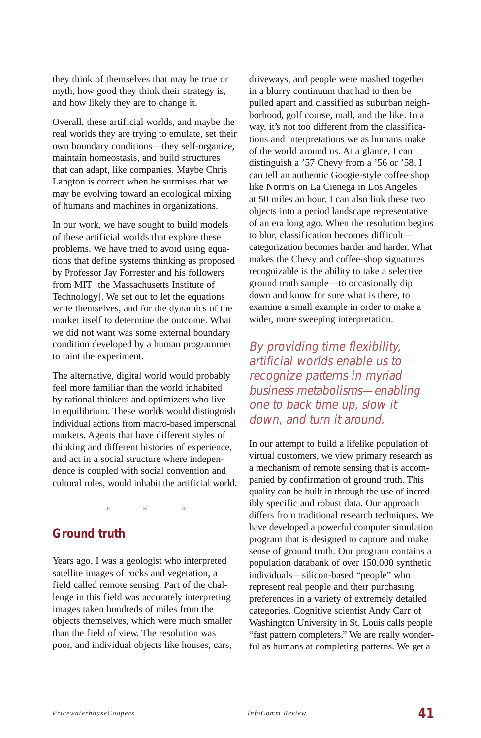they think of themselves that may be true or myth, how good they think their strategy is, and how likely they are to change it.

Overall, these artificial worlds, and maybe the real worlds they are trying to emulate, set their own boundary conditions—they self-organize, maintain homeostasis, and build structures that can adapt, like companies. Maybe Chris Langton is correct when he surmises that we may be evolving toward an ecological mixing of humans and machines in organizations.

In our work, we have sought to build models of these artificial worlds that explore these problems. We have tried to avoid using equations that define systems thinking as proposed by Professor Jay Forrester and his followers from MIT [the Massachusetts Institute of Technology]. We set out to let the equations write themselves, and for the dynamics of the market itself to determine the outcome. What we did not want was some external boundary condition developed by a human programmer to taint the experiment.

The alternative, digital world would probably feel more familiar than the world inhabited by rational thinkers and optimizers who live in equilibrium. These worlds would distinguish individual actions from macro-based impersonal markets. Agents that have different styles of thinking and different histories of experience, and act in a social structure where independence is coupled with social convention and cultural rules, would inhabit the artificial world.

\* \* \*

## Ground truth

Years ago, I was a geologist who interpreted satellite images of rocks and vegetation, a field called remote sensing. Part of the challenge in this field was accurately interpreting images taken hundreds of miles from the objects themselves, which were much smaller than the field of view. The resolution was poor, and individual objects like houses, cars, driveways, and people were mashed together in a blurry continuum that had to then be pulled apart and classified as suburban neighborhood, golf course, mall, and the like. In a way, it's not too different from the classifications and interpretations we as humans make of the world around us. At a glance, I can distinguish a '57 Chevy from a '56 or '58. I can tell an authentic Googie-style coffee shop like Norm's on La Cienega in Los Angeles at 50 miles an hour. I can also link these two objects into a period landscape representative of an era long ago. When the resolution begins to blur, classification becomes difficult—categorization becomes harder and harder. What makes the Chevy and coffee-shop signatures recognizable is the ability to take a selective ground truth sample—to occasionally dip down and know for sure what is there, to examine a small example in order to make a wider, more sweeping interpretation.

*By providing time flexibility, artificial worlds enable us to recognize patterns in myriad business metabolisms—enabling one to back time up, slow it down, and turn it around.*

In our attempt to build a lifelike population of virtual customers, we view primary research as a mechanism of remote sensing that is accompanied by confirmation of ground truth. This quality can be built in through the use of incredibly specific and robust data. Our approach differs from traditional research techniques. We have developed a powerful computer simulation program that is designed to capture and make sense of ground truth. Our program contains a population databank of over 150,000 synthetic individuals—silicon-based "people" who represent real people and their purchasing preferences in a variety of extremely detailed categories. Cognitive scientist Andy Carr of Washington University in St. Louis calls people "fast pattern completers." We are really wonderful as humans at completing patterns. We get a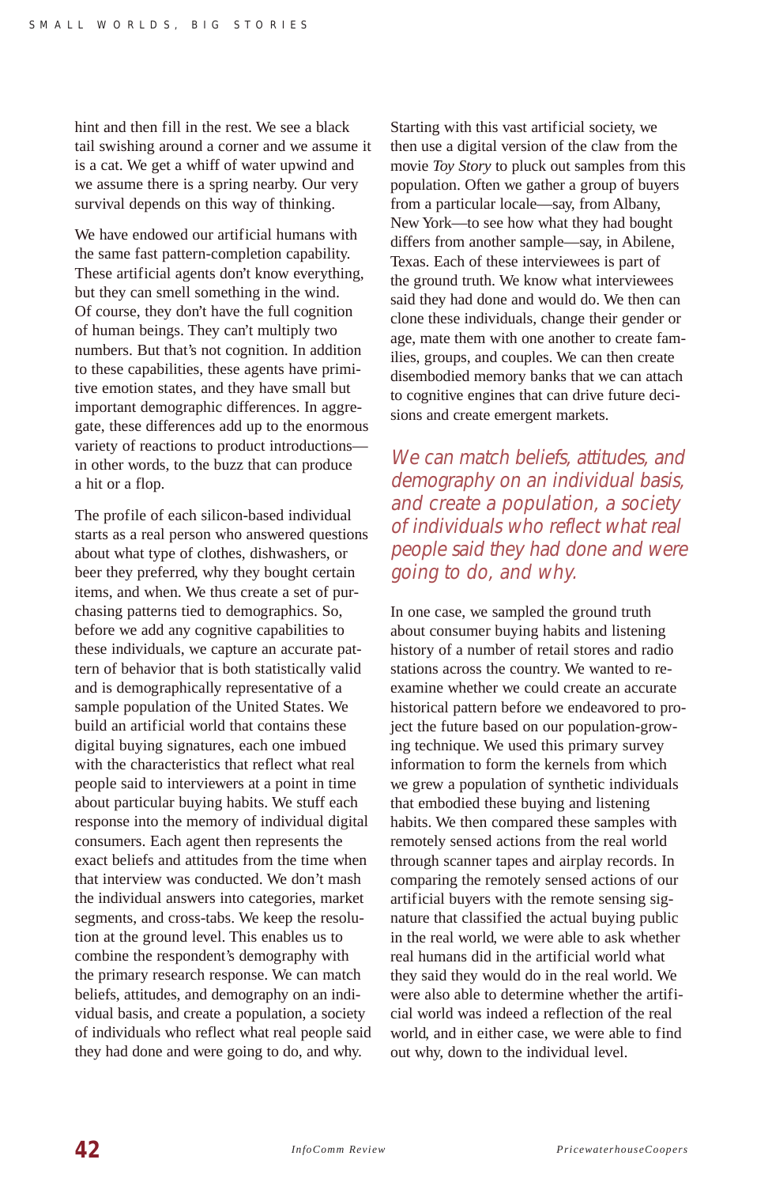hint and then fill in the rest. We see a black tail swishing around a corner and we assume it is a cat. We get a whiff of water upwind and we assume there is a spring nearby. Our very survival depends on this way of thinking.

We have endowed our artificial humans with the same fast pattern-completion capability. These artificial agents don't know everything, but they can smell something in the wind. Of course, they don't have the full cognition of human beings. They can't multiply two numbers. But that's not cognition. In addition to these capabilities, these agents have primitive emotion states, and they have small but important demographic differences. In aggregate, these differences add up to the enormous variety of reactions to product introductions—in other words, to the buzz that can produce a hit or a flop.

The profile of each silicon-based individual starts as a real person who answered questions about what type of clothes, dishwashers, or beer they preferred, why they bought certain items, and when. We thus create a set of purchasing patterns tied to demographics. So, before we add any cognitive capabilities to these individuals, we capture an accurate pattern of behavior that is both statistically valid and is demographically representative of a sample population of the United States. We build an artificial world that contains these digital buying signatures, each one imbued with the characteristics that reflect what real people said to interviewers at a point in time about particular buying habits. We stuff each response into the memory of individual digital consumers. Each agent then represents the exact beliefs and attitudes from the time when that interview was conducted. We don't mash the individual answers into categories, market segments, and cross-tabs. We keep the resolution at the ground level. This enables us to combine the respondent's demography with the primary research response. We can match beliefs, attitudes, and demography on an individual basis, and create a population, a society of individuals who reflect what real people said they had done and were going to do, and why.

Starting with this vast artificial society, we then use a digital version of the claw from the movie *Toy Story* to pluck out samples from this population. Often we gather a group of buyers from a particular locale—say, from Albany, New York—to see how what they had bought differs from another sample—say, in Abilene, Texas. Each of these interviewees is part of the ground truth. We know what interviewees said they had done and would do. We then can clone these individuals, change their gender or age, mate them with one another to create families, groups, and couples. We can then create disembodied memory banks that we can attach to cognitive engines that can drive future decisions and create emergent markets.

*We can match beliefs, attitudes, and demography on an individual basis, and create a population, a society of individuals who reflect what real people said they had done and were going to do, and why.*

In one case, we sampled the ground truth about consumer buying habits and listening history of a number of retail stores and radio stations across the country. We wanted to reexamine whether we could create an accurate historical pattern before we endeavored to project the future based on our population-growing technique. We used this primary survey information to form the kernels from which we grew a population of synthetic individuals that embodied these buying and listening habits. We then compared these samples with remotely sensed actions from the real world through scanner tapes and airplay records. In comparing the remotely sensed actions of our artificial buyers with the remote sensing signature that classified the actual buying public in the real world, we were able to ask whether real humans did in the artificial world what they said they would do in the real world. We were also able to determine whether the artificial world was indeed a reflection of the real world, and in either case, we were able to find out why, down to the individual level.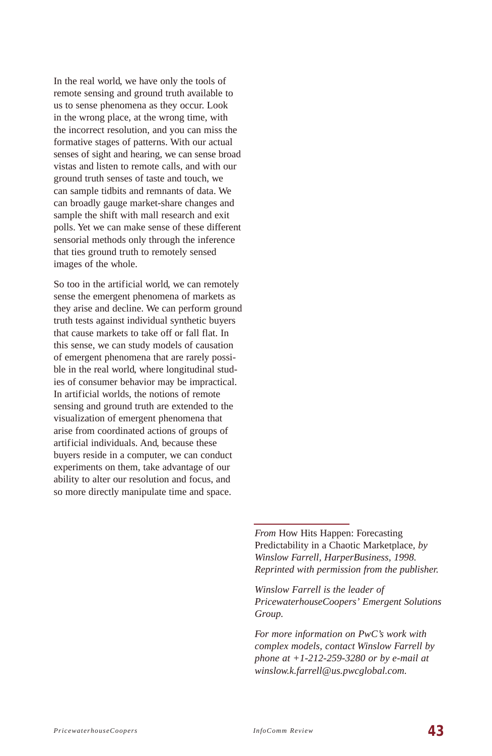In the real world, we have only the tools of remote sensing and ground truth available to us to sense phenomena as they occur. Look in the wrong place, at the wrong time, with the incorrect resolution, and you can miss the formative stages of patterns. With our actual senses of sight and hearing, we can sense broad vistas and listen to remote calls, and with our ground truth senses of taste and touch, we can sample tidbits and remnants of data. We can broadly gauge market-share changes and sample the shift with mall research and exit polls. Yet we can make sense of these different sensorial methods only through the inference that ties ground truth to remotely sensed images of the whole.

So too in the artificial world, we can remotely sense the emergent phenomena of markets as they arise and decline. We can perform ground truth tests against individual synthetic buyers that cause markets to take off or fall flat. In this sense, we can study models of causation of emergent phenomena that are rarely possible in the real world, where longitudinal studies of consumer behavior may be impractical. In artificial worlds, the notions of remote sensing and ground truth are extended to the visualization of emergent phenomena that arise from coordinated actions of groups of artificial individuals. And, because these buyers reside in a computer, we can conduct experiments on them, take advantage of our ability to alter our resolution and focus, and so more directly manipulate time and space.

---

*From* How Hits Happen: Forecasting Predictability in a Chaotic Marketplace*, by Winslow Farrell, HarperBusiness, 1998. Reprinted with permission from the publisher.*

*Winslow Farrell is the leader of PricewaterhouseCoopers' Emergent Solutions Group.*

*For more information on PwC's work with complex models, contact Winslow Farrell by phone at +1-212-259-3280 or by e-mail at winslow.k.farrell@us.pwcglobal.com.*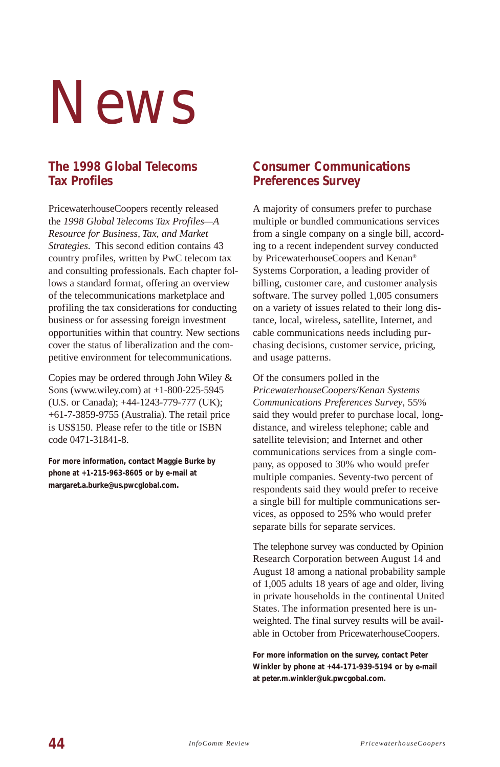# News

## The 1998 Global Telecoms Tax Profiles

PricewaterhouseCoopers recently released the *1998 Global Telecoms Tax Profiles—A Resource for Business, Tax, and Market Strategies*. This second edition contains 43 country profiles, written by PwC telecom tax and consulting professionals. Each chapter follows a standard format, offering an overview of the telecommunications marketplace and profiling the tax considerations for conducting business or for assessing foreign investment opportunities within that country. New sections cover the status of liberalization and the competitive environment for telecommunications.

Copies may be ordered through John Wiley & Sons (www.wiley.com) at +1-800-225-5945 (U.S. or Canada); +44-1243-779-777 (UK); +61-7-3859-9755 (Australia). The retail price is US$150. Please refer to the title or ISBN code 0471-31841-8.

**For more information, contact Maggie Burke by phone at +1-215-963-8605 or by e-mail at margaret.a.burke@us.pwcglobal.com.**

## Consumer Communications Preferences Survey

A majority of consumers prefer to purchase multiple or bundled communications services from a single company on a single bill, according to a recent independent survey conducted by PricewaterhouseCoopers and Kenan® Systems Corporation, a leading provider of billing, customer care, and customer analysis software. The survey polled 1,005 consumers on a variety of issues related to their long distance, local, wireless, satellite, Internet, and cable communications needs including purchasing decisions, customer service, pricing, and usage patterns.

Of the consumers polled in the *PricewaterhouseCoopers/Kenan Systems Communications Preferences Survey*, 55% said they would prefer to purchase local, long-distance, and wireless telephone; cable and satellite television; and Internet and other communications services from a single company, as opposed to 30% who would prefer multiple companies. Seventy-two percent of respondents said they would prefer to receive a single bill for multiple communications services, as opposed to 25% who would prefer separate bills for separate services.

The telephone survey was conducted by Opinion Research Corporation between August 14 and August 18 among a national probability sample of 1,005 adults 18 years of age and older, living in private households in the continental United States. The information presented here is unweighted. The final survey results will be available in October from PricewaterhouseCoopers.

**For more information on the survey, contact Peter Winkler by phone at +44-171-939-5194 or by e-mail at peter.m.winkler@uk.pwcgobal.com.**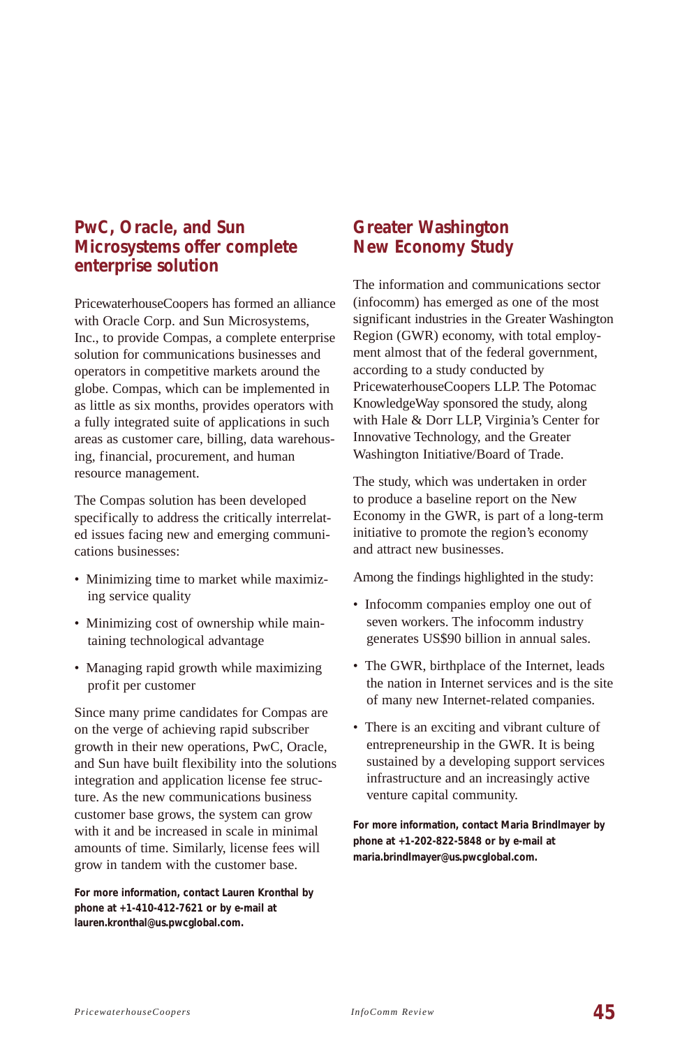## PwC, Oracle, and Sun Microsystems offer complete enterprise solution

PricewaterhouseCoopers has formed an alliance with Oracle Corp. and Sun Microsystems, Inc., to provide Compas, a complete enterprise solution for communications businesses and operators in competitive markets around the globe. Compas, which can be implemented in as little as six months, provides operators with a fully integrated suite of applications in such areas as customer care, billing, data warehousing, financial, procurement, and human resource management.

The Compas solution has been developed specifically to address the critically interrelated issues facing new and emerging communications businesses:

- Minimizing time to market while maximizing service quality
- Minimizing cost of ownership while maintaining technological advantage
- Managing rapid growth while maximizing profit per customer

Since many prime candidates for Compas are on the verge of achieving rapid subscriber growth in their new operations, PwC, Oracle, and Sun have built flexibility into the solutions integration and application license fee structure. As the new communications business customer base grows, the system can grow with it and be increased in scale in minimal amounts of time. Similarly, license fees will grow in tandem with the customer base.

**For more information, contact Lauren Kronthal by phone at +1-410-412-7621 or by e-mail at lauren.kronthal@us.pwcglobal.com.**

## Greater Washington New Economy Study

The information and communications sector (infocomm) has emerged as one of the most significant industries in the Greater Washington Region (GWR) economy, with total employment almost that of the federal government, according to a study conducted by PricewaterhouseCoopers LLP. The Potomac KnowledgeWay sponsored the study, along with Hale & Dorr LLP, Virginia's Center for Innovative Technology, and the Greater Washington Initiative/Board of Trade.

The study, which was undertaken in order to produce a baseline report on the New Economy in the GWR, is part of a long-term initiative to promote the region's economy and attract new businesses.

Among the findings highlighted in the study:

- Infocomm companies employ one out of seven workers. The infocomm industry generates US$90 billion in annual sales.
- The GWR, birthplace of the Internet, leads the nation in Internet services and is the site of many new Internet-related companies.
- There is an exciting and vibrant culture of entrepreneurship in the GWR. It is being sustained by a developing support services infrastructure and an increasingly active venture capital community.

**For more information, contact Maria Brindlmayer by phone at +1-202-822-5848 or by e-mail at maria.brindlmayer@us.pwcglobal.com.**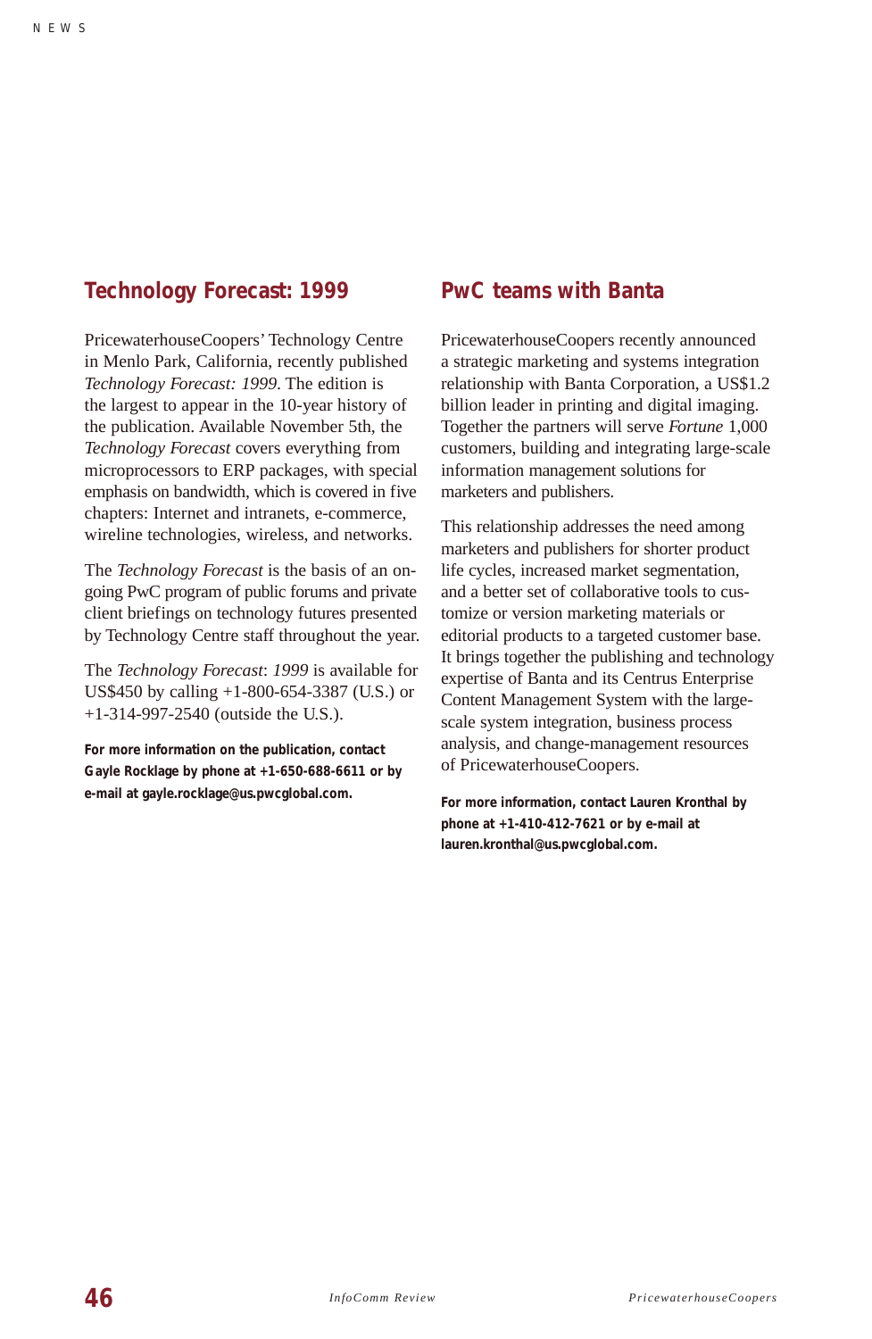## Technology Forecast: 1999

PricewaterhouseCoopers' Technology Centre in Menlo Park, California, recently published *Technology Forecast: 1999*. The edition is the largest to appear in the 10-year history of the publication. Available November 5th, the *Technology Forecast* covers everything from microprocessors to ERP packages, with special emphasis on bandwidth, which is covered in five chapters: Internet and intranets, e-commerce, wireline technologies, wireless, and networks.

The *Technology Forecast* is the basis of an on-going PwC program of public forums and private client briefings on technology futures presented by Technology Centre staff throughout the year.

The *Technology Forecast*: *1999* is available for US$450 by calling +1-800-654-3387 (U.S.) or +1-314-997-2540 (outside the U.S.).

**For more information on the publication, contact Gayle Rocklage by phone at +1-650-688-6611 or by e-mail at gayle.rocklage@us.pwcglobal.com.**

## PwC teams with Banta

PricewaterhouseCoopers recently announced a strategic marketing and systems integration relationship with Banta Corporation, a US$1.2 billion leader in printing and digital imaging. Together the partners will serve *Fortune* 1,000 customers, building and integrating large-scale information management solutions for marketers and publishers.

This relationship addresses the need among marketers and publishers for shorter product life cycles, increased market segmentation, and a better set of collaborative tools to customize or version marketing materials or editorial products to a targeted customer base. It brings together the publishing and technology expertise of Banta and its Centrus Enterprise Content Management System with the large-scale system integration, business process analysis, and change-management resources of PricewaterhouseCoopers.

**For more information, contact Lauren Kronthal by phone at +1-410-412-7621 or by e-mail at lauren.kronthal@us.pwcglobal.com.**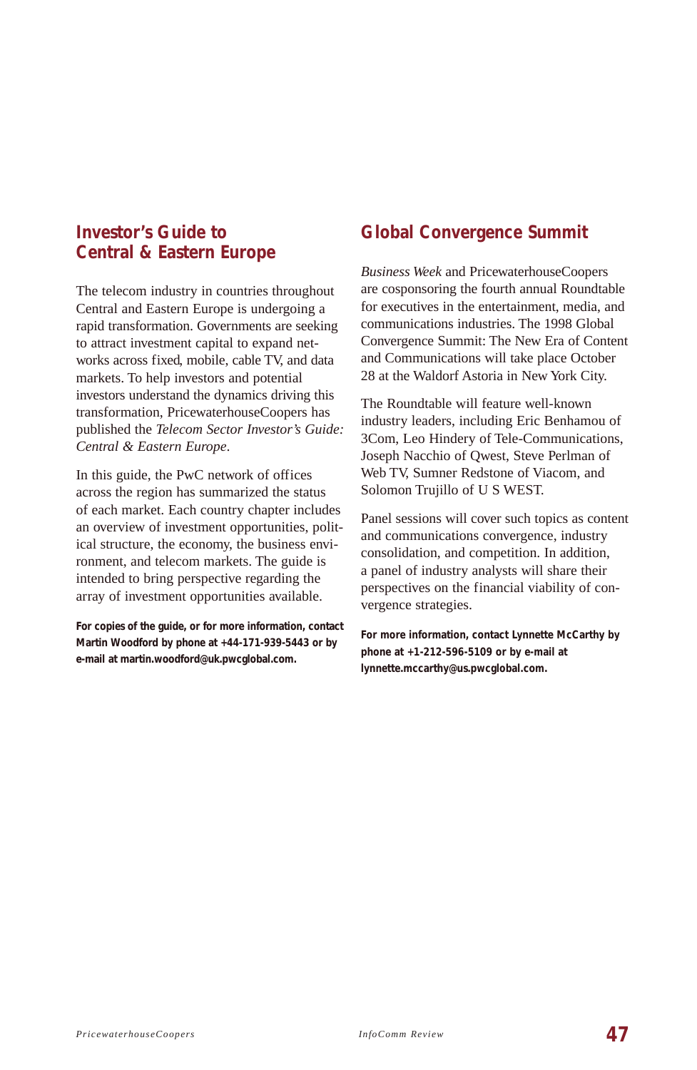## Investor's Guide to Central & Eastern Europe

The telecom industry in countries throughout Central and Eastern Europe is undergoing a rapid transformation. Governments are seeking to attract investment capital to expand networks across fixed, mobile, cable TV, and data markets. To help investors and potential investors understand the dynamics driving this transformation, PricewaterhouseCoopers has published the *Telecom Sector Investor's Guide: Central & Eastern Europe*.

In this guide, the PwC network of offices across the region has summarized the status of each market. Each country chapter includes an overview of investment opportunities, political structure, the economy, the business environment, and telecom markets. The guide is intended to bring perspective regarding the array of investment opportunities available.

**For copies of the guide, or for more information, contact Martin Woodford by phone at +44-171-939-5443 or by e-mail at martin.woodford@uk.pwcglobal.com.**

## Global Convergence Summit

*Business Week* and PricewaterhouseCoopers are cosponsoring the fourth annual Roundtable for executives in the entertainment, media, and communications industries. The 1998 Global Convergence Summit: The New Era of Content and Communications will take place October 28 at the Waldorf Astoria in New York City.

The Roundtable will feature well-known industry leaders, including Eric Benhamou of 3Com, Leo Hindery of Tele-Communications, Joseph Nacchio of Qwest, Steve Perlman of Web TV, Sumner Redstone of Viacom, and Solomon Trujillo of U S WEST.

Panel sessions will cover such topics as content and communications convergence, industry consolidation, and competition. In addition, a panel of industry analysts will share their perspectives on the financial viability of convergence strategies.

**For more information, contact Lynnette McCarthy by phone at +1-212-596-5109 or by e-mail at lynnette.mccarthy@us.pwcglobal.com.**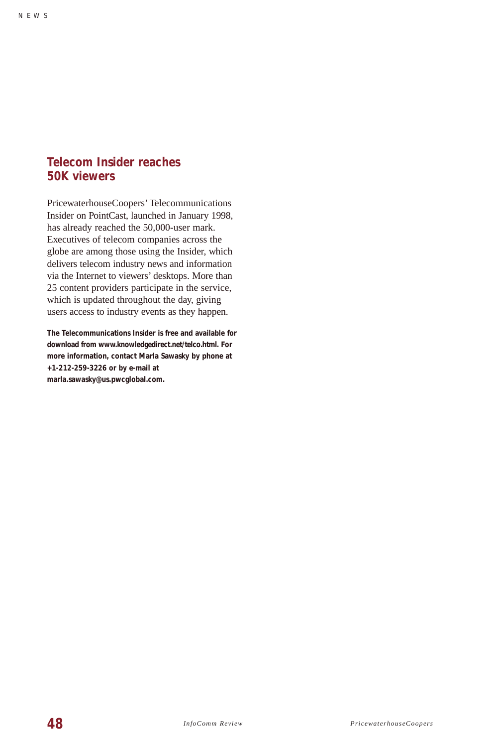## Telecom Insider reaches 50K viewers

PricewaterhouseCoopers' Telecommunications Insider on PointCast, launched in January 1998, has already reached the 50,000-user mark. Executives of telecom companies across the globe are among those using the Insider, which delivers telecom industry news and information via the Internet to viewers' desktops. More than 25 content providers participate in the service, which is updated throughout the day, giving users access to industry events as they happen.

**The Telecommunications Insider is free and available for download from www.knowledgedirect.net/telco.html. For more information, contact Marla Sawasky by phone at +1-212-259-3226 or by e-mail at marla.sawasky@us.pwcglobal.com.**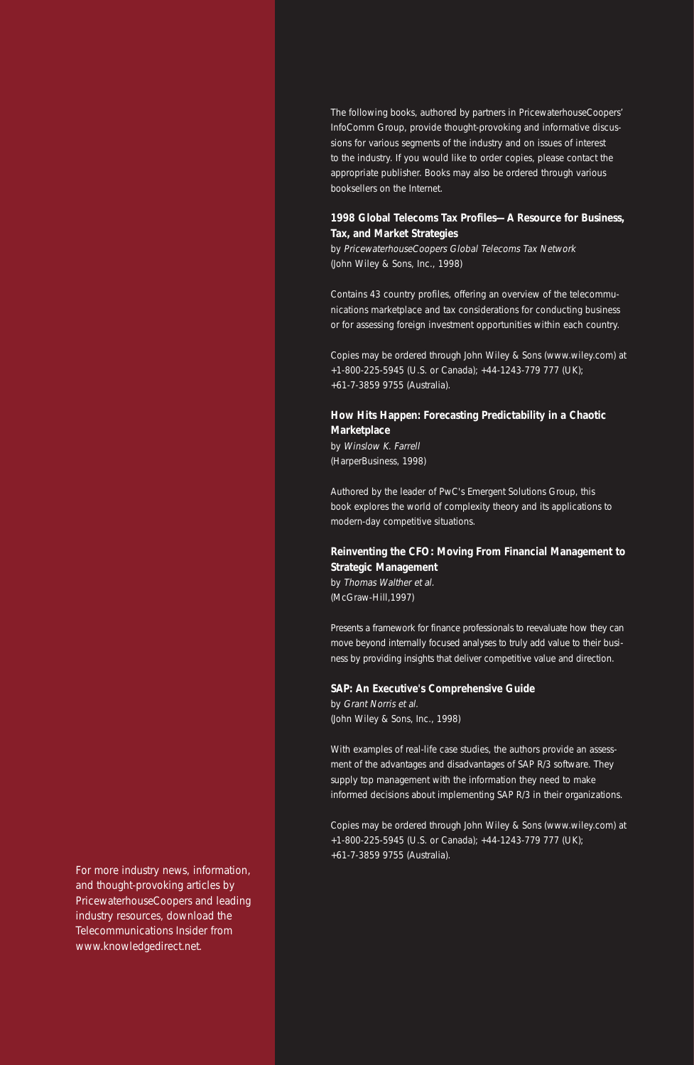The following books, authored by partners in PricewaterhouseCoopers' InfoComm Group, provide thought-provoking and informative discussions for various segments of the industry and on issues of interest to the industry. If you would like to order copies, please contact the appropriate publisher. Books may also be ordered through various booksellers on the Internet.

**1998 Global Telecoms Tax Profiles—A Resource for Business, Tax, and Market Strategies**
by *PricewaterhouseCoopers Global Telecoms Tax Network*
(John Wiley & Sons, Inc., 1998)

Contains 43 country profiles, offering an overview of the telecommunications marketplace and tax considerations for conducting business or for assessing foreign investment opportunities within each country.

Copies may be ordered through John Wiley & Sons (www.wiley.com) at +1-800-225-5945 (U.S. or Canada); +44-1243-779 777 (UK); +61-7-3859 9755 (Australia).

**How Hits Happen: Forecasting Predictability in a Chaotic Marketplace**
by *Winslow K. Farrell*
(HarperBusiness, 1998)

Authored by the leader of PwC's Emergent Solutions Group, this book explores the world of complexity theory and its applications to modern-day competitive situations.

**Reinventing the CFO: Moving From Financial Management to Strategic Management**
by *Thomas Walther et al.*
(McGraw-Hill,1997)

Presents a framework for finance professionals to reevaluate how they can move beyond internally focused analyses to truly add value to their business by providing insights that deliver competitive value and direction.

**SAP: An Executive's Comprehensive Guide**
by *Grant Norris et al.*
(John Wiley & Sons, Inc., 1998)

With examples of real-life case studies, the authors provide an assessment of the advantages and disadvantages of SAP R/3 software. They supply top management with the information they need to make informed decisions about implementing SAP R/3 in their organizations.

Copies may be ordered through John Wiley & Sons (www.wiley.com) at +1-800-225-5945 (U.S. or Canada); +44-1243-779 777 (UK); +61-7-3859 9755 (Australia).

For more industry news, information, and thought-provoking articles by PricewaterhouseCoopers and leading industry resources, download the Telecommunications Insider from www.knowledgedirect.net.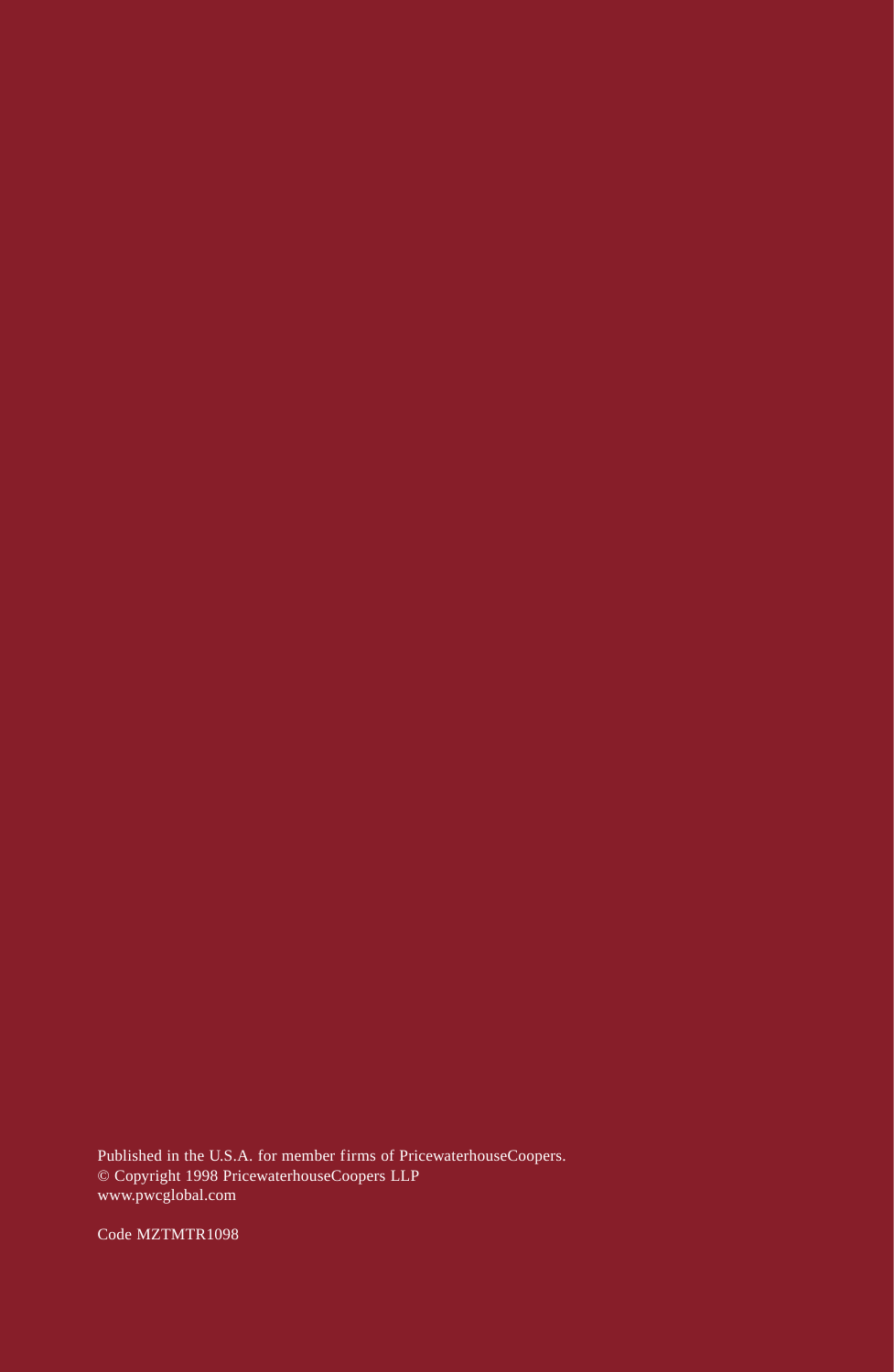Published in the U.S.A. for member firms of PricewaterhouseCoopers.
© Copyright 1998 PricewaterhouseCoopers LLP
www.pwcglobal.com

Code MZTMTR1098